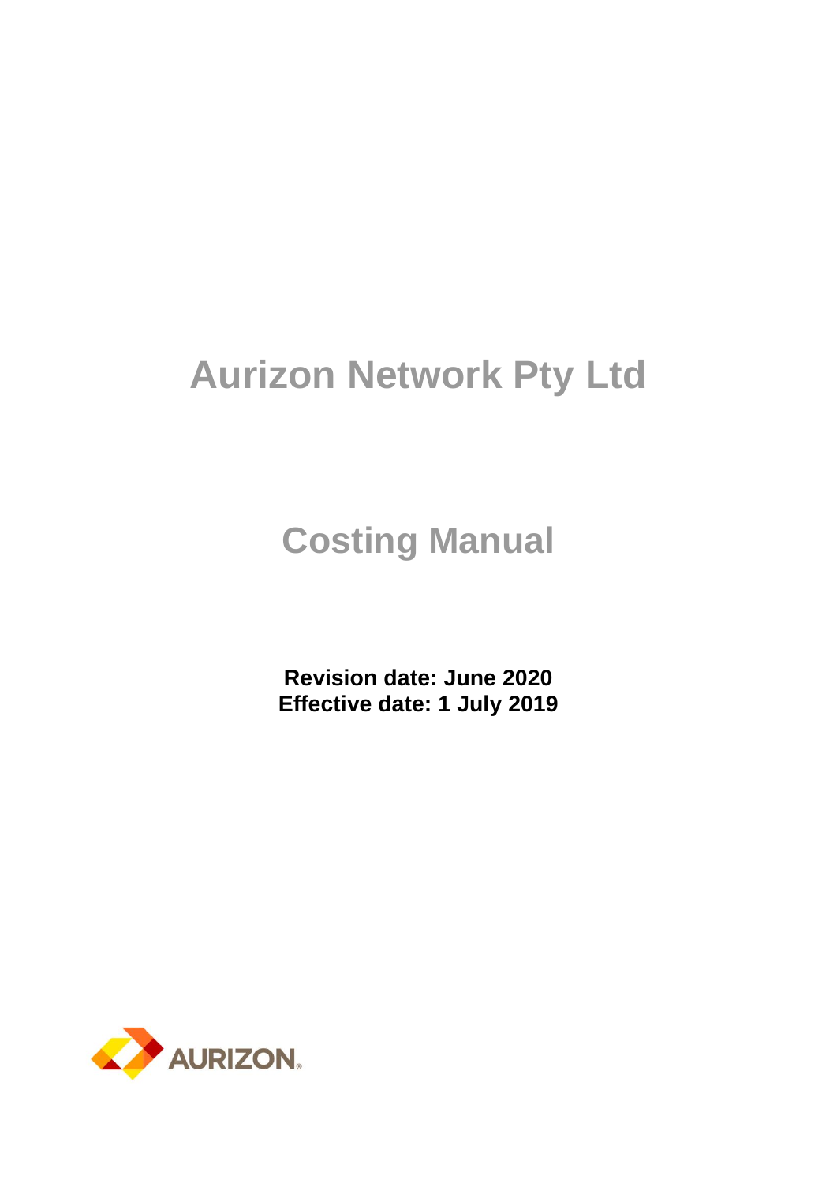# Aurizon Network Pty Ltd

## Costing Manual

**Revision date: June 2020**
**Effective date: 1 July 2019**

AURIZON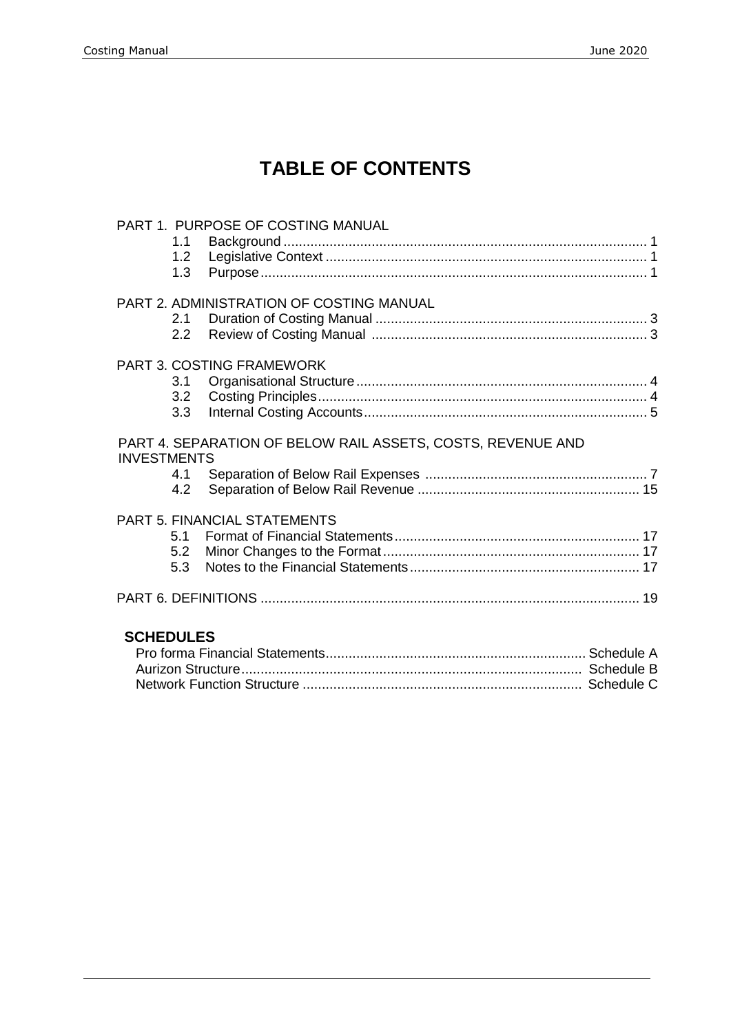# TABLE OF CONTENTS

PART 1. PURPOSE OF COSTING MANUAL

- 1.1 Background .... 1
- 1.2 Legislative Context .... 1
- 1.3 Purpose .... 1

PART 2. ADMINISTRATION OF COSTING MANUAL

- 2.1 Duration of Costing Manual .... 3
- 2.2 Review of Costing Manual .... 3

PART 3. COSTING FRAMEWORK

- 3.1 Organisational Structure .... 4
- 3.2 Costing Principles .... 4
- 3.3 Internal Costing Accounts .... 5

PART 4. SEPARATION OF BELOW RAIL ASSETS, COSTS, REVENUE AND INVESTMENTS

- 4.1 Separation of Below Rail Expenses .... 7
- 4.2 Separation of Below Rail Revenue .... 15

PART 5. FINANCIAL STATEMENTS

- 5.1 Format of Financial Statements .... 17
- 5.2 Minor Changes to the Format .... 17
- 5.3 Notes to the Financial Statements .... 17

PART 6. DEFINITIONS .... 19

**SCHEDULES**

- Pro forma Financial Statements .... Schedule A
- Aurizon Structure .... Schedule B
- Network Function Structure .... Schedule C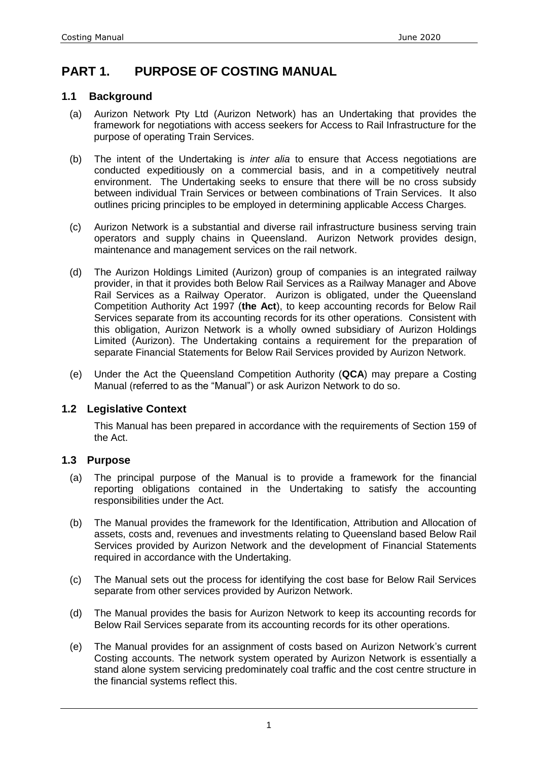# PART 1. PURPOSE OF COSTING MANUAL

## 1.1 Background

(a) Aurizon Network Pty Ltd (Aurizon Network) has an Undertaking that provides the framework for negotiations with access seekers for Access to Rail Infrastructure for the purpose of operating Train Services.

(b) The intent of the Undertaking is *inter alia* to ensure that Access negotiations are conducted expeditiously on a commercial basis, and in a competitively neutral environment. The Undertaking seeks to ensure that there will be no cross subsidy between individual Train Services or between combinations of Train Services. It also outlines pricing principles to be employed in determining applicable Access Charges.

(c) Aurizon Network is a substantial and diverse rail infrastructure business serving train operators and supply chains in Queensland. Aurizon Network provides design, maintenance and management services on the rail network.

(d) The Aurizon Holdings Limited (Aurizon) group of companies is an integrated railway provider, in that it provides both Below Rail Services as a Railway Manager and Above Rail Services as a Railway Operator. Aurizon is obligated, under the Queensland Competition Authority Act 1997 (**the Act**), to keep accounting records for Below Rail Services separate from its accounting records for its other operations. Consistent with this obligation, Aurizon Network is a wholly owned subsidiary of Aurizon Holdings Limited (Aurizon). The Undertaking contains a requirement for the preparation of separate Financial Statements for Below Rail Services provided by Aurizon Network.

(e) Under the Act the Queensland Competition Authority (**QCA**) may prepare a Costing Manual (referred to as the "Manual") or ask Aurizon Network to do so.

## 1.2 Legislative Context

This Manual has been prepared in accordance with the requirements of Section 159 of the Act.

## 1.3 Purpose

(a) The principal purpose of the Manual is to provide a framework for the financial reporting obligations contained in the Undertaking to satisfy the accounting responsibilities under the Act.

(b) The Manual provides the framework for the Identification, Attribution and Allocation of assets, costs and, revenues and investments relating to Queensland based Below Rail Services provided by Aurizon Network and the development of Financial Statements required in accordance with the Undertaking.

(c) The Manual sets out the process for identifying the cost base for Below Rail Services separate from other services provided by Aurizon Network.

(d) The Manual provides the basis for Aurizon Network to keep its accounting records for Below Rail Services separate from its accounting records for its other operations.

(e) The Manual provides for an assignment of costs based on Aurizon Network's current Costing accounts. The network system operated by Aurizon Network is essentially a stand alone system servicing predominately coal traffic and the cost centre structure in the financial systems reflect this.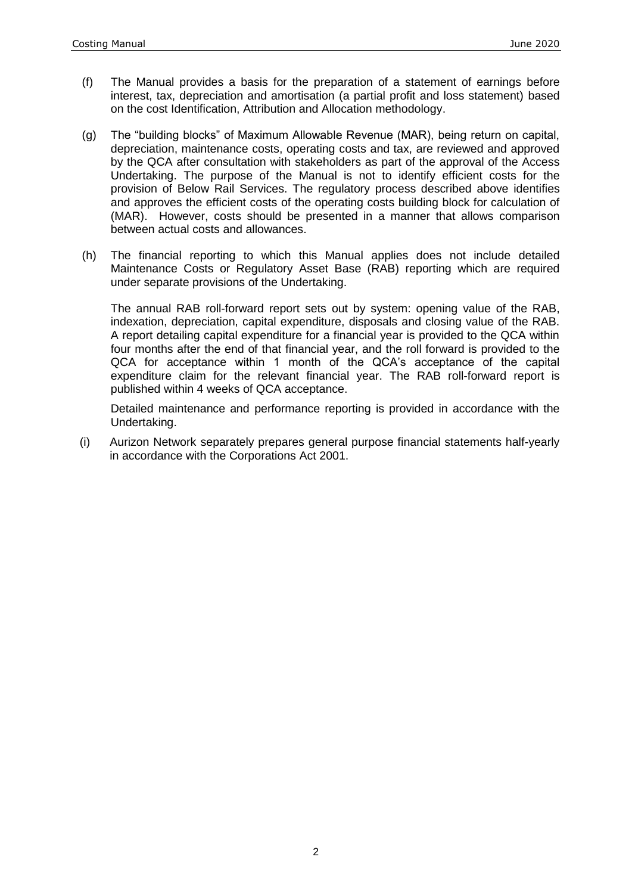(f) The Manual provides a basis for the preparation of a statement of earnings before interest, tax, depreciation and amortisation (a partial profit and loss statement) based on the cost Identification, Attribution and Allocation methodology.

(g) The "building blocks" of Maximum Allowable Revenue (MAR), being return on capital, depreciation, maintenance costs, operating costs and tax, are reviewed and approved by the QCA after consultation with stakeholders as part of the approval of the Access Undertaking. The purpose of the Manual is not to identify efficient costs for the provision of Below Rail Services. The regulatory process described above identifies and approves the efficient costs of the operating costs building block for calculation of (MAR). However, costs should be presented in a manner that allows comparison between actual costs and allowances.

(h) The financial reporting to which this Manual applies does not include detailed Maintenance Costs or Regulatory Asset Base (RAB) reporting which are required under separate provisions of the Undertaking.

The annual RAB roll-forward report sets out by system: opening value of the RAB, indexation, depreciation, capital expenditure, disposals and closing value of the RAB. A report detailing capital expenditure for a financial year is provided to the QCA within four months after the end of that financial year, and the roll forward is provided to the QCA for acceptance within 1 month of the QCA's acceptance of the capital expenditure claim for the relevant financial year. The RAB roll-forward report is published within 4 weeks of QCA acceptance.

Detailed maintenance and performance reporting is provided in accordance with the Undertaking.

(i) Aurizon Network separately prepares general purpose financial statements half-yearly in accordance with the Corporations Act 2001.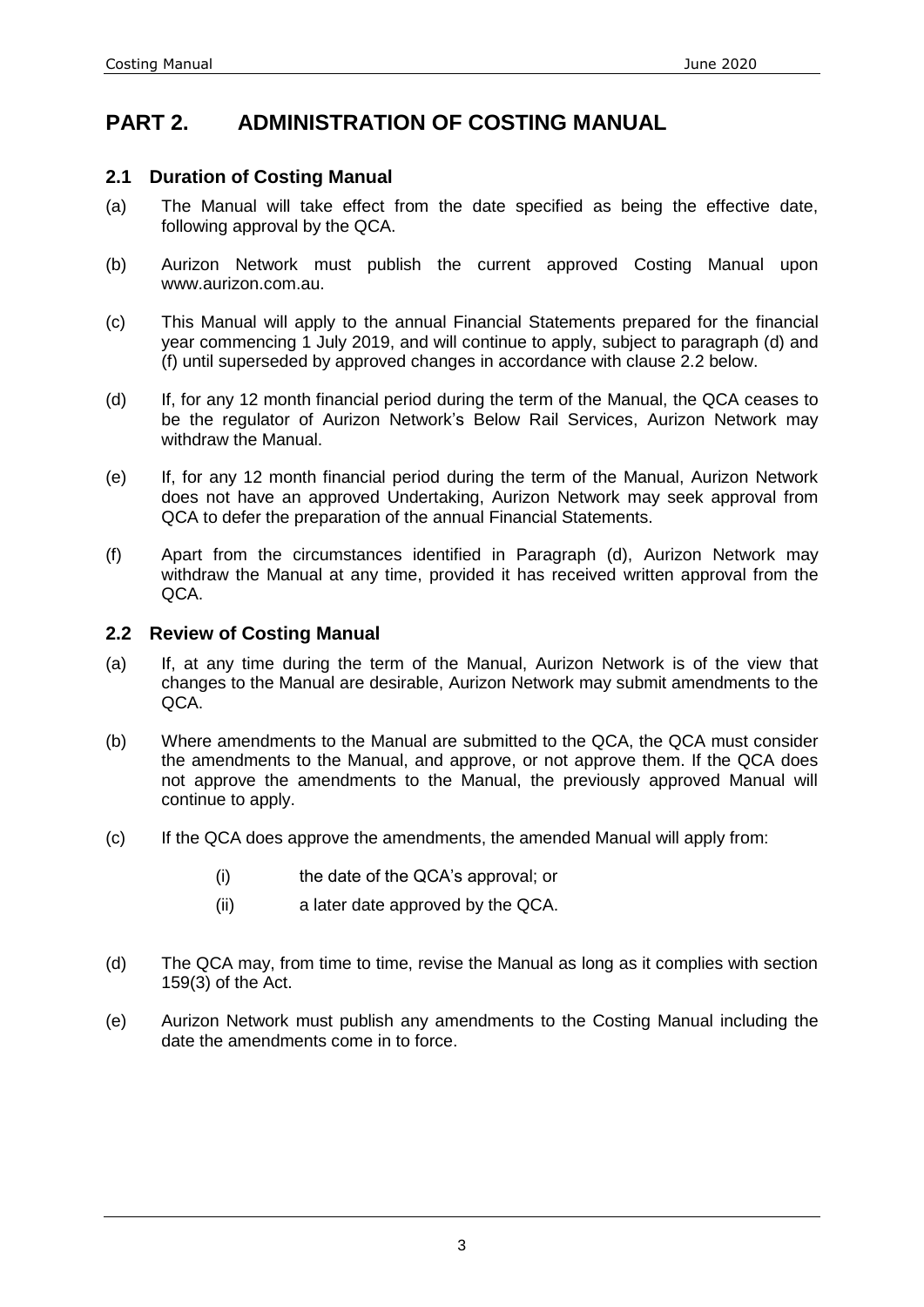# PART 2. ADMINISTRATION OF COSTING MANUAL

## 2.1 Duration of Costing Manual

(a) The Manual will take effect from the date specified as being the effective date, following approval by the QCA.

(b) Aurizon Network must publish the current approved Costing Manual upon www.aurizon.com.au.

(c) This Manual will apply to the annual Financial Statements prepared for the financial year commencing 1 July 2019, and will continue to apply, subject to paragraph (d) and (f) until superseded by approved changes in accordance with clause 2.2 below.

(d) If, for any 12 month financial period during the term of the Manual, the QCA ceases to be the regulator of Aurizon Network's Below Rail Services, Aurizon Network may withdraw the Manual.

(e) If, for any 12 month financial period during the term of the Manual, Aurizon Network does not have an approved Undertaking, Aurizon Network may seek approval from QCA to defer the preparation of the annual Financial Statements.

(f) Apart from the circumstances identified in Paragraph (d), Aurizon Network may withdraw the Manual at any time, provided it has received written approval from the QCA.

## 2.2 Review of Costing Manual

(a) If, at any time during the term of the Manual, Aurizon Network is of the view that changes to the Manual are desirable, Aurizon Network may submit amendments to the QCA.

(b) Where amendments to the Manual are submitted to the QCA, the QCA must consider the amendments to the Manual, and approve, or not approve them. If the QCA does not approve the amendments to the Manual, the previously approved Manual will continue to apply.

(c) If the QCA does approve the amendments, the amended Manual will apply from:

  (i) the date of the QCA's approval; or

  (ii) a later date approved by the QCA.

(d) The QCA may, from time to time, revise the Manual as long as it complies with section 159(3) of the Act.

(e) Aurizon Network must publish any amendments to the Costing Manual including the date the amendments come in to force.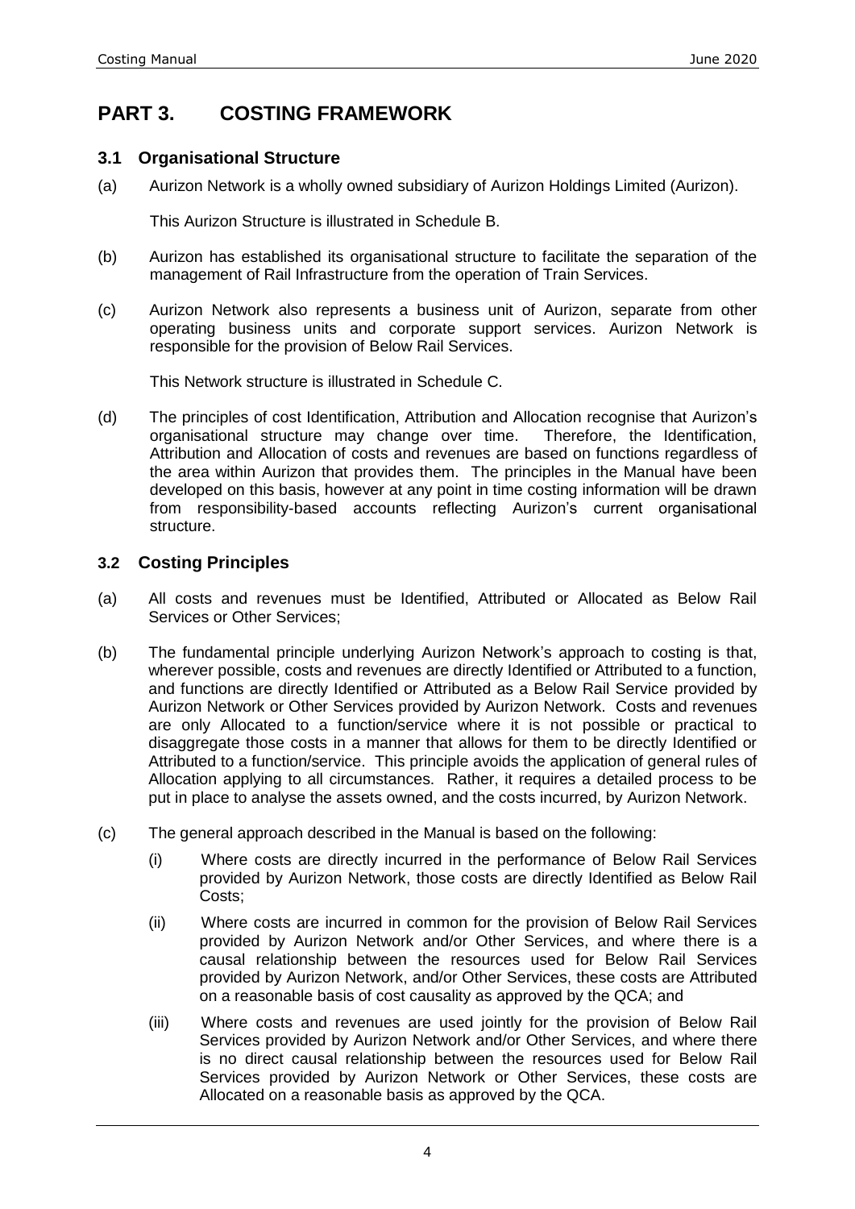# PART 3. COSTING FRAMEWORK

## 3.1 Organisational Structure

(a) Aurizon Network is a wholly owned subsidiary of Aurizon Holdings Limited (Aurizon).

This Aurizon Structure is illustrated in Schedule B.

(b) Aurizon has established its organisational structure to facilitate the separation of the management of Rail Infrastructure from the operation of Train Services.

(c) Aurizon Network also represents a business unit of Aurizon, separate from other operating business units and corporate support services. Aurizon Network is responsible for the provision of Below Rail Services.

This Network structure is illustrated in Schedule C.

(d) The principles of cost Identification, Attribution and Allocation recognise that Aurizon's organisational structure may change over time. Therefore, the Identification, Attribution and Allocation of costs and revenues are based on functions regardless of the area within Aurizon that provides them. The principles in the Manual have been developed on this basis, however at any point in time costing information will be drawn from responsibility-based accounts reflecting Aurizon's current organisational structure.

## 3.2 Costing Principles

(a) All costs and revenues must be Identified, Attributed or Allocated as Below Rail Services or Other Services;

(b) The fundamental principle underlying Aurizon Network's approach to costing is that, wherever possible, costs and revenues are directly Identified or Attributed to a function, and functions are directly Identified or Attributed as a Below Rail Service provided by Aurizon Network or Other Services provided by Aurizon Network. Costs and revenues are only Allocated to a function/service where it is not possible or practical to disaggregate those costs in a manner that allows for them to be directly Identified or Attributed to a function/service. This principle avoids the application of general rules of Allocation applying to all circumstances. Rather, it requires a detailed process to be put in place to analyse the assets owned, and the costs incurred, by Aurizon Network.

(c) The general approach described in the Manual is based on the following:

(i) Where costs are directly incurred in the performance of Below Rail Services provided by Aurizon Network, those costs are directly Identified as Below Rail Costs;

(ii) Where costs are incurred in common for the provision of Below Rail Services provided by Aurizon Network and/or Other Services, and where there is a causal relationship between the resources used for Below Rail Services provided by Aurizon Network, and/or Other Services, these costs are Attributed on a reasonable basis of cost causality as approved by the QCA; and

(iii) Where costs and revenues are used jointly for the provision of Below Rail Services provided by Aurizon Network and/or Other Services, and where there is no direct causal relationship between the resources used for Below Rail Services provided by Aurizon Network or Other Services, these costs are Allocated on a reasonable basis as approved by the QCA.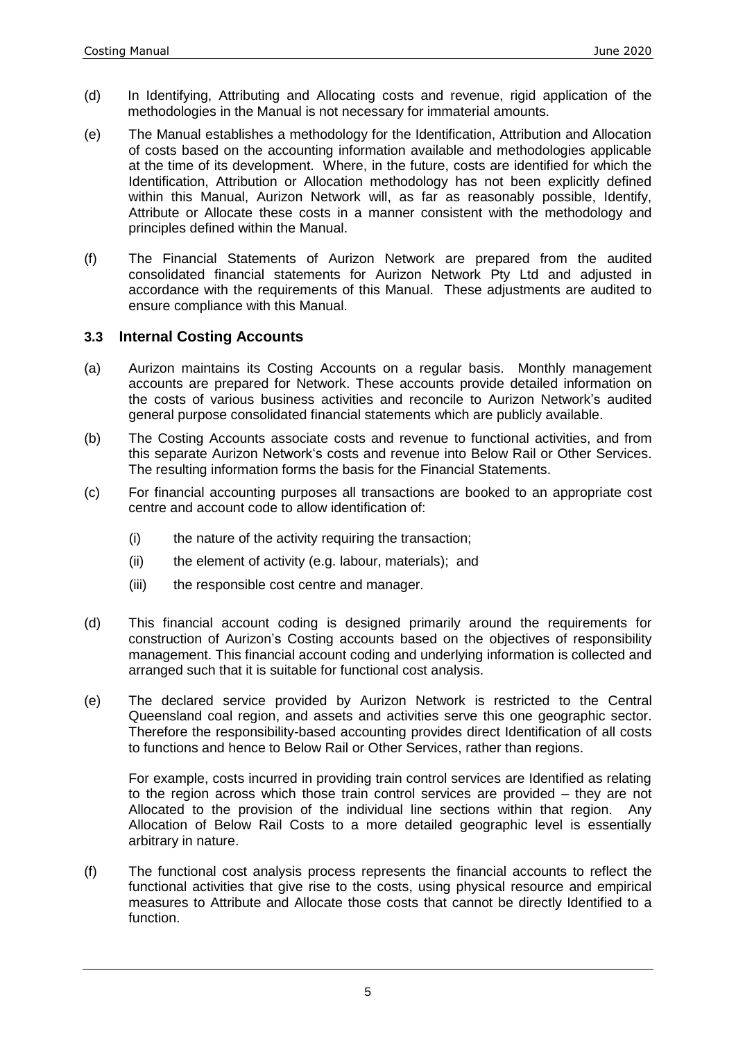(d) In Identifying, Attributing and Allocating costs and revenue, rigid application of the methodologies in the Manual is not necessary for immaterial amounts.

(e) The Manual establishes a methodology for the Identification, Attribution and Allocation of costs based on the accounting information available and methodologies applicable at the time of its development. Where, in the future, costs are identified for which the Identification, Attribution or Allocation methodology has not been explicitly defined within this Manual, Aurizon Network will, as far as reasonably possible, Identify, Attribute or Allocate these costs in a manner consistent with the methodology and principles defined within the Manual.

(f) The Financial Statements of Aurizon Network are prepared from the audited consolidated financial statements for Aurizon Network Pty Ltd and adjusted in accordance with the requirements of this Manual. These adjustments are audited to ensure compliance with this Manual.

### 3.3 Internal Costing Accounts

(a) Aurizon maintains its Costing Accounts on a regular basis. Monthly management accounts are prepared for Network. These accounts provide detailed information on the costs of various business activities and reconcile to Aurizon Network's audited general purpose consolidated financial statements which are publicly available.

(b) The Costing Accounts associate costs and revenue to functional activities, and from this separate Aurizon Network's costs and revenue into Below Rail or Other Services. The resulting information forms the basis for the Financial Statements.

(c) For financial accounting purposes all transactions are booked to an appropriate cost centre and account code to allow identification of:

   (i) the nature of the activity requiring the transaction;

   (ii) the element of activity (e.g. labour, materials); and

   (iii) the responsible cost centre and manager.

(d) This financial account coding is designed primarily around the requirements for construction of Aurizon's Costing accounts based on the objectives of responsibility management. This financial account coding and underlying information is collected and arranged such that it is suitable for functional cost analysis.

(e) The declared service provided by Aurizon Network is restricted to the Central Queensland coal region, and assets and activities serve this one geographic sector. Therefore the responsibility-based accounting provides direct Identification of all costs to functions and hence to Below Rail or Other Services, rather than regions.

   For example, costs incurred in providing train control services are Identified as relating to the region across which those train control services are provided – they are not Allocated to the provision of the individual line sections within that region. Any Allocation of Below Rail Costs to a more detailed geographic level is essentially arbitrary in nature.

(f) The functional cost analysis process represents the financial accounts to reflect the functional activities that give rise to the costs, using physical resource and empirical measures to Attribute and Allocate those costs that cannot be directly Identified to a function.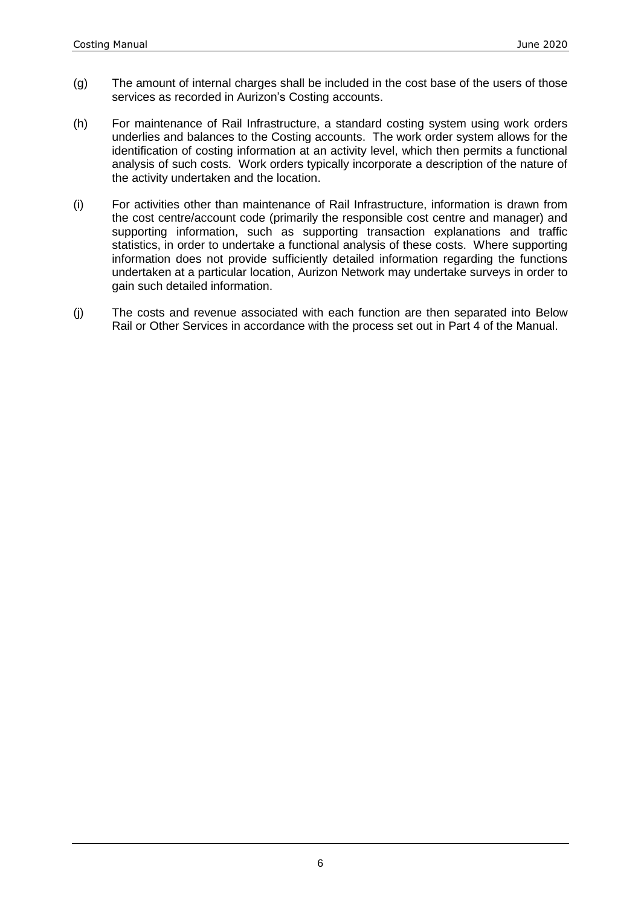(g) The amount of internal charges shall be included in the cost base of the users of those services as recorded in Aurizon's Costing accounts.

(h) For maintenance of Rail Infrastructure, a standard costing system using work orders underlies and balances to the Costing accounts. The work order system allows for the identification of costing information at an activity level, which then permits a functional analysis of such costs. Work orders typically incorporate a description of the nature of the activity undertaken and the location.

(i) For activities other than maintenance of Rail Infrastructure, information is drawn from the cost centre/account code (primarily the responsible cost centre and manager) and supporting information, such as supporting transaction explanations and traffic statistics, in order to undertake a functional analysis of these costs. Where supporting information does not provide sufficiently detailed information regarding the functions undertaken at a particular location, Aurizon Network may undertake surveys in order to gain such detailed information.

(j) The costs and revenue associated with each function are then separated into Below Rail or Other Services in accordance with the process set out in Part 4 of the Manual.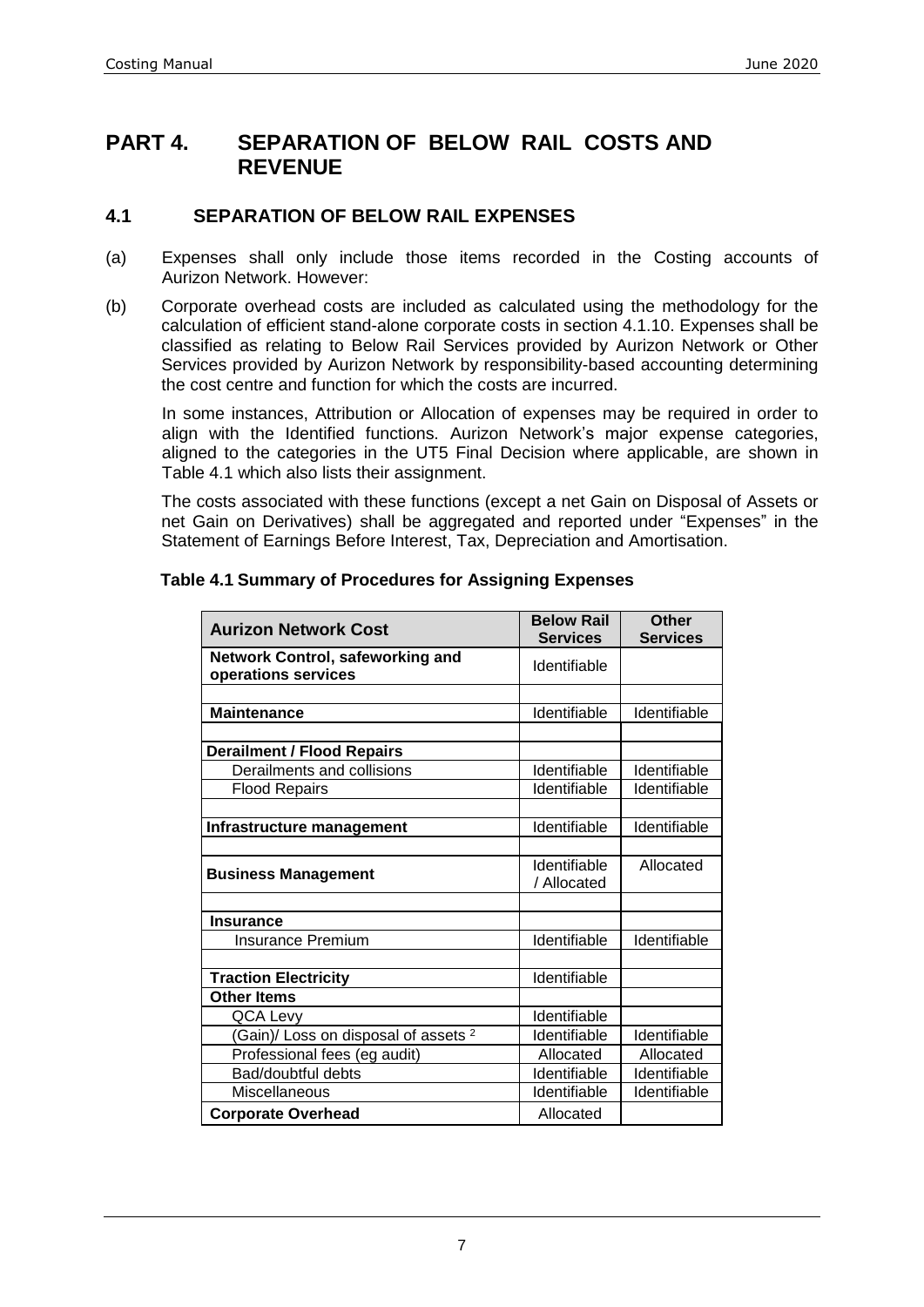# PART 4. SEPARATION OF BELOW RAIL COSTS AND REVENUE

## 4.1 SEPARATION OF BELOW RAIL EXPENSES

(a) Expenses shall only include those items recorded in the Costing accounts of Aurizon Network. However:

(b) Corporate overhead costs are included as calculated using the methodology for the calculation of efficient stand-alone corporate costs in section 4.1.10. Expenses shall be classified as relating to Below Rail Services provided by Aurizon Network or Other Services provided by Aurizon Network by responsibility-based accounting determining the cost centre and function for which the costs are incurred.

In some instances, Attribution or Allocation of expenses may be required in order to align with the Identified functions. Aurizon Network's major expense categories, aligned to the categories in the UT5 Final Decision where applicable, are shown in Table 4.1 which also lists their assignment.

The costs associated with these functions (except a net Gain on Disposal of Assets or net Gain on Derivatives) shall be aggregated and reported under "Expenses" in the Statement of Earnings Before Interest, Tax, Depreciation and Amortisation.

**Table 4.1 Summary of Procedures for Assigning Expenses**

| Aurizon Network Cost | Below Rail Services | Other Services |
|---|---|---|
| **Network Control, safeworking and operations services** | Identifiable | |
| | | |
| **Maintenance** | Identifiable | Identifiable |
| | | |
| **Derailment / Flood Repairs** | | |
| Derailments and collisions | Identifiable | Identifiable |
| Flood Repairs | Identifiable | Identifiable |
| | | |
| **Infrastructure management** | Identifiable | Identifiable |
| | | |
| **Business Management** | Identifiable / Allocated | Allocated |
| | | |
| **Insurance** | | |
| Insurance Premium | Identifiable | Identifiable |
| | | |
| **Traction Electricity** | Identifiable | |
| **Other Items** | | |
| QCA Levy | Identifiable | |
| (Gain)/ Loss on disposal of assets [2] | Identifiable | Identifiable |
| Professional fees (eg audit) | Allocated | Allocated |
| Bad/doubtful debts | Identifiable | Identifiable |
| Miscellaneous | Identifiable | Identifiable |
| **Corporate Overhead** | Allocated | |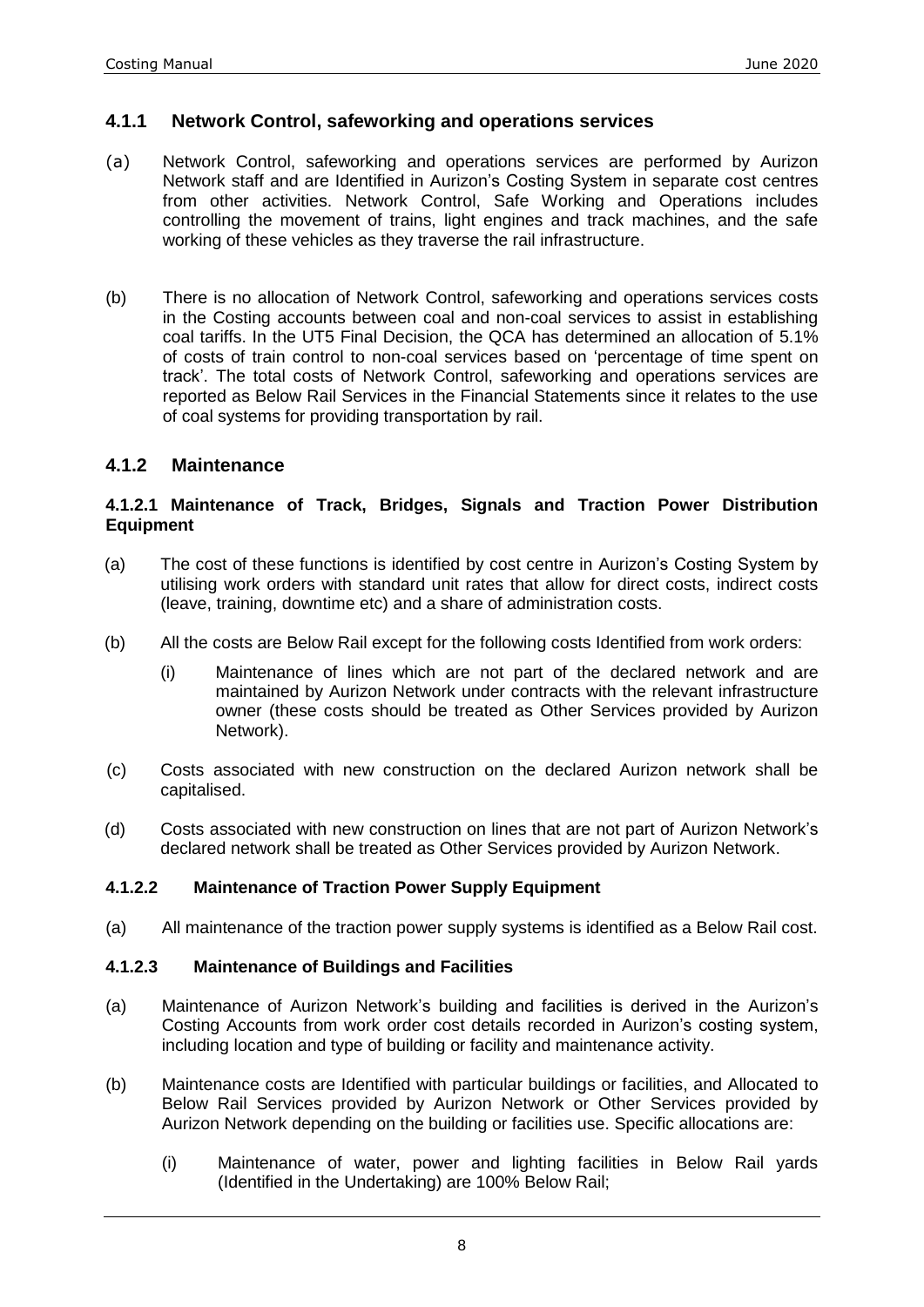### 4.1.1 Network Control, safeworking and operations services

(a) Network Control, safeworking and operations services are performed by Aurizon Network staff and are Identified in Aurizon's Costing System in separate cost centres from other activities. Network Control, Safe Working and Operations includes controlling the movement of trains, light engines and track machines, and the safe working of these vehicles as they traverse the rail infrastructure.

(b) There is no allocation of Network Control, safeworking and operations services costs in the Costing accounts between coal and non-coal services to assist in establishing coal tariffs. In the UT5 Final Decision, the QCA has determined an allocation of 5.1% of costs of train control to non-coal services based on 'percentage of time spent on track'. The total costs of Network Control, safeworking and operations services are reported as Below Rail Services in the Financial Statements since it relates to the use of coal systems for providing transportation by rail.

### 4.1.2 Maintenance

#### 4.1.2.1 Maintenance of Track, Bridges, Signals and Traction Power Distribution Equipment

(a) The cost of these functions is identified by cost centre in Aurizon's Costing System by utilising work orders with standard unit rates that allow for direct costs, indirect costs (leave, training, downtime etc) and a share of administration costs.

(b) All the costs are Below Rail except for the following costs Identified from work orders:

   (i) Maintenance of lines which are not part of the declared network and are maintained by Aurizon Network under contracts with the relevant infrastructure owner (these costs should be treated as Other Services provided by Aurizon Network).

(c) Costs associated with new construction on the declared Aurizon network shall be capitalised.

(d) Costs associated with new construction on lines that are not part of Aurizon Network's declared network shall be treated as Other Services provided by Aurizon Network.

#### 4.1.2.2 Maintenance of Traction Power Supply Equipment

(a) All maintenance of the traction power supply systems is identified as a Below Rail cost.

#### 4.1.2.3 Maintenance of Buildings and Facilities

(a) Maintenance of Aurizon Network's building and facilities is derived in the Aurizon's Costing Accounts from work order cost details recorded in Aurizon's costing system, including location and type of building or facility and maintenance activity.

(b) Maintenance costs are Identified with particular buildings or facilities, and Allocated to Below Rail Services provided by Aurizon Network or Other Services provided by Aurizon Network depending on the building or facilities use. Specific allocations are:

   (i) Maintenance of water, power and lighting facilities in Below Rail yards (Identified in the Undertaking) are 100% Below Rail;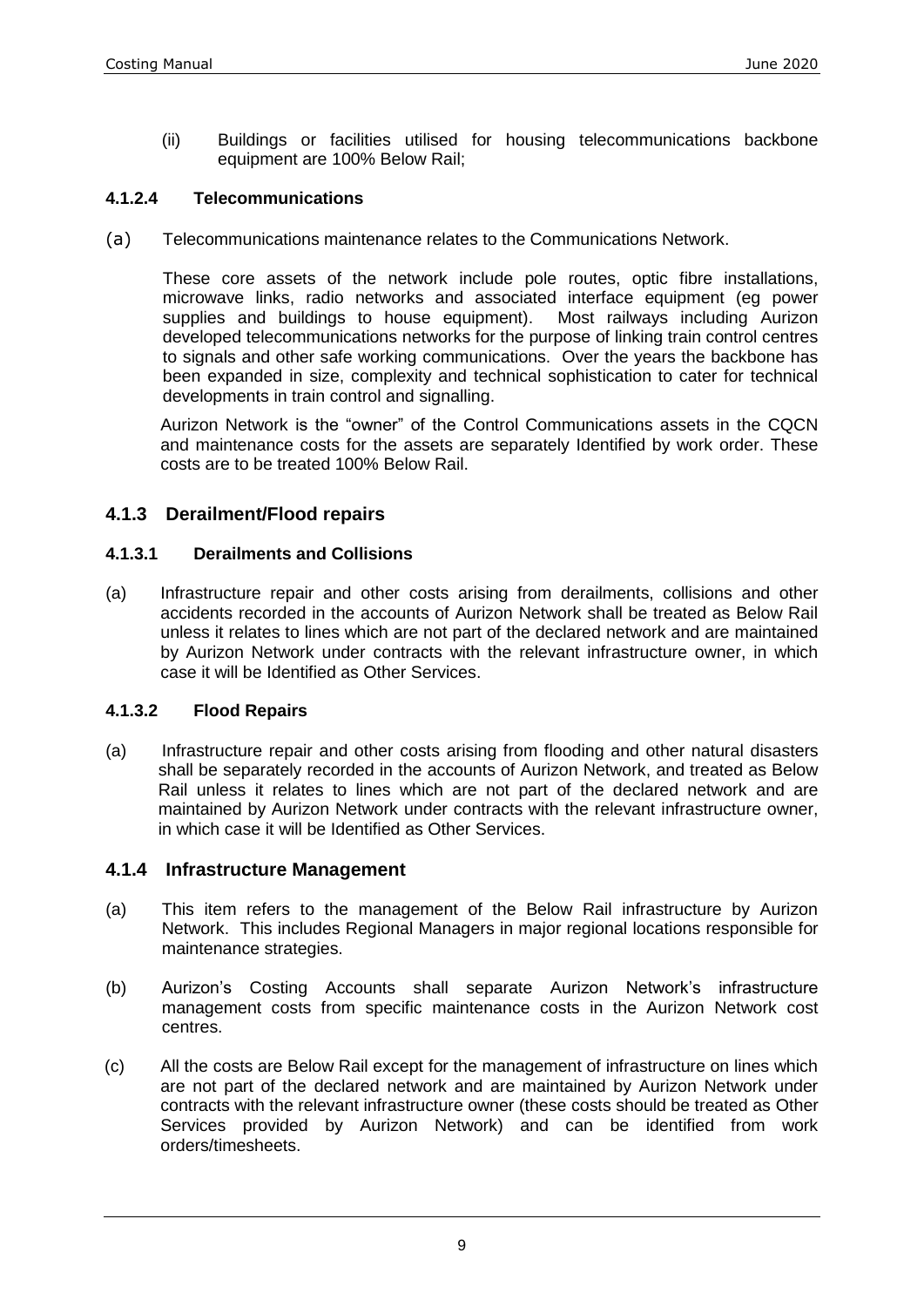(ii) Buildings or facilities utilised for housing telecommunications backbone equipment are 100% Below Rail;

#### 4.1.2.4 Telecommunications

(a) Telecommunications maintenance relates to the Communications Network.

These core assets of the network include pole routes, optic fibre installations, microwave links, radio networks and associated interface equipment (eg power supplies and buildings to house equipment). Most railways including Aurizon developed telecommunications networks for the purpose of linking train control centres to signals and other safe working communications. Over the years the backbone has been expanded in size, complexity and technical sophistication to cater for technical developments in train control and signalling.

Aurizon Network is the "owner" of the Control Communications assets in the CQCN and maintenance costs for the assets are separately Identified by work order. These costs are to be treated 100% Below Rail.

### 4.1.3 Derailment/Flood repairs

#### 4.1.3.1 Derailments and Collisions

(a) Infrastructure repair and other costs arising from derailments, collisions and other accidents recorded in the accounts of Aurizon Network shall be treated as Below Rail unless it relates to lines which are not part of the declared network and are maintained by Aurizon Network under contracts with the relevant infrastructure owner, in which case it will be Identified as Other Services.

#### 4.1.3.2 Flood Repairs

(a) Infrastructure repair and other costs arising from flooding and other natural disasters shall be separately recorded in the accounts of Aurizon Network, and treated as Below Rail unless it relates to lines which are not part of the declared network and are maintained by Aurizon Network under contracts with the relevant infrastructure owner, in which case it will be Identified as Other Services.

### 4.1.4 Infrastructure Management

(a) This item refers to the management of the Below Rail infrastructure by Aurizon Network. This includes Regional Managers in major regional locations responsible for maintenance strategies.

(b) Aurizon's Costing Accounts shall separate Aurizon Network's infrastructure management costs from specific maintenance costs in the Aurizon Network cost centres.

(c) All the costs are Below Rail except for the management of infrastructure on lines which are not part of the declared network and are maintained by Aurizon Network under contracts with the relevant infrastructure owner (these costs should be treated as Other Services provided by Aurizon Network) and can be identified from work orders/timesheets.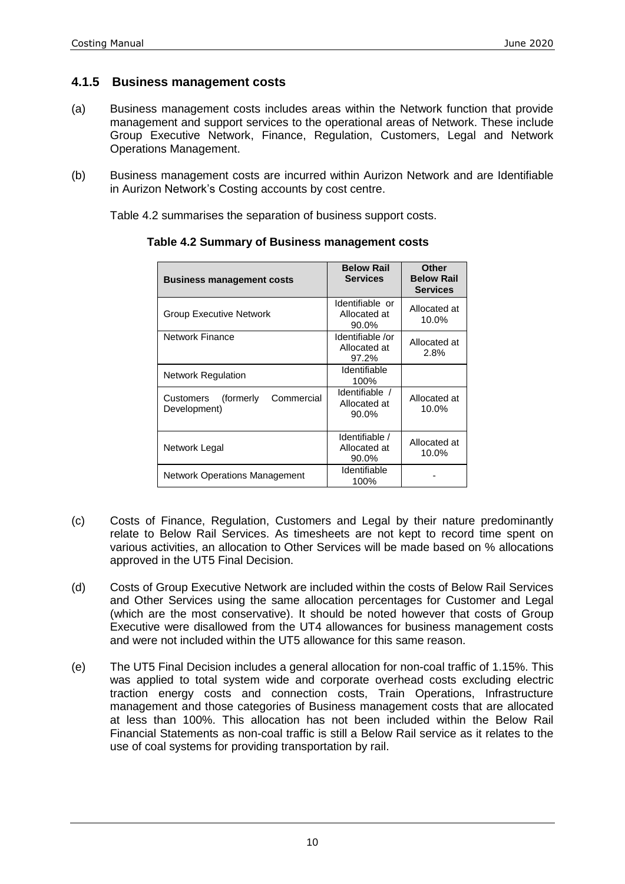### 4.1.5 Business management costs

(a) Business management costs includes areas within the Network function that provide management and support services to the operational areas of Network. These include Group Executive Network, Finance, Regulation, Customers, Legal and Network Operations Management.

(b) Business management costs are incurred within Aurizon Network and are Identifiable in Aurizon Network's Costing accounts by cost centre.

Table 4.2 summarises the separation of business support costs.

**Table 4.2 Summary of Business management costs**

| Business management costs | Below Rail Services | Other Below Rail Services |
|---|---|---|
| Group Executive Network | Identifiable or Allocated at 90.0% | Allocated at 10.0% |
| Network Finance | Identifiable /or Allocated at 97.2% | Allocated at 2.8% |
| Network Regulation | Identifiable 100% | |
| Customers (formerly Commercial Development) | Identifiable / Allocated at 90.0% | Allocated at 10.0% |
| Network Legal | Identifiable / Allocated at 90.0% | Allocated at 10.0% |
| Network Operations Management | Identifiable 100% | - |

(c) Costs of Finance, Regulation, Customers and Legal by their nature predominantly relate to Below Rail Services. As timesheets are not kept to record time spent on various activities, an allocation to Other Services will be made based on % allocations approved in the UT5 Final Decision.

(d) Costs of Group Executive Network are included within the costs of Below Rail Services and Other Services using the same allocation percentages for Customer and Legal (which are the most conservative). It should be noted however that costs of Group Executive were disallowed from the UT4 allowances for business management costs and were not included within the UT5 allowance for this same reason.

(e) The UT5 Final Decision includes a general allocation for non-coal traffic of 1.15%. This was applied to total system wide and corporate overhead costs excluding electric traction energy costs and connection costs, Train Operations, Infrastructure management and those categories of Business management costs that are allocated at less than 100%. This allocation has not been included within the Below Rail Financial Statements as non-coal traffic is still a Below Rail service as it relates to the use of coal systems for providing transportation by rail.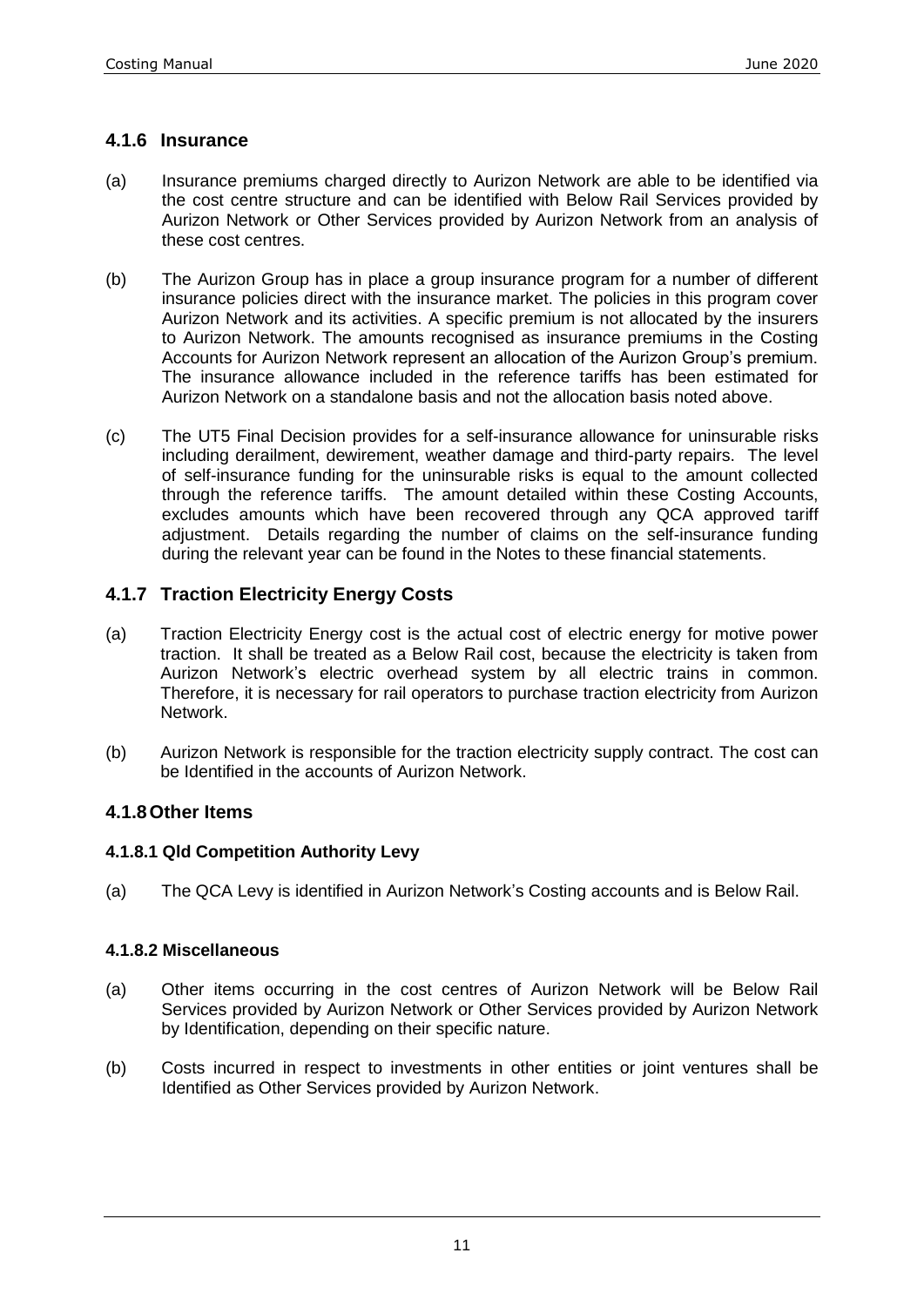### 4.1.6 Insurance

(a) Insurance premiums charged directly to Aurizon Network are able to be identified via the cost centre structure and can be identified with Below Rail Services provided by Aurizon Network or Other Services provided by Aurizon Network from an analysis of these cost centres.

(b) The Aurizon Group has in place a group insurance program for a number of different insurance policies direct with the insurance market. The policies in this program cover Aurizon Network and its activities. A specific premium is not allocated by the insurers to Aurizon Network. The amounts recognised as insurance premiums in the Costing Accounts for Aurizon Network represent an allocation of the Aurizon Group's premium. The insurance allowance included in the reference tariffs has been estimated for Aurizon Network on a standalone basis and not the allocation basis noted above.

(c) The UT5 Final Decision provides for a self-insurance allowance for uninsurable risks including derailment, dewirement, weather damage and third-party repairs. The level of self-insurance funding for the uninsurable risks is equal to the amount collected through the reference tariffs. The amount detailed within these Costing Accounts, excludes amounts which have been recovered through any QCA approved tariff adjustment. Details regarding the number of claims on the self-insurance funding during the relevant year can be found in the Notes to these financial statements.

### 4.1.7 Traction Electricity Energy Costs

(a) Traction Electricity Energy cost is the actual cost of electric energy for motive power traction. It shall be treated as a Below Rail cost, because the electricity is taken from Aurizon Network's electric overhead system by all electric trains in common. Therefore, it is necessary for rail operators to purchase traction electricity from Aurizon Network.

(b) Aurizon Network is responsible for the traction electricity supply contract. The cost can be Identified in the accounts of Aurizon Network.

### 4.1.8 Other Items

#### 4.1.8.1 Qld Competition Authority Levy

(a) The QCA Levy is identified in Aurizon Network's Costing accounts and is Below Rail.

#### 4.1.8.2 Miscellaneous

(a) Other items occurring in the cost centres of Aurizon Network will be Below Rail Services provided by Aurizon Network or Other Services provided by Aurizon Network by Identification, depending on their specific nature.

(b) Costs incurred in respect to investments in other entities or joint ventures shall be Identified as Other Services provided by Aurizon Network.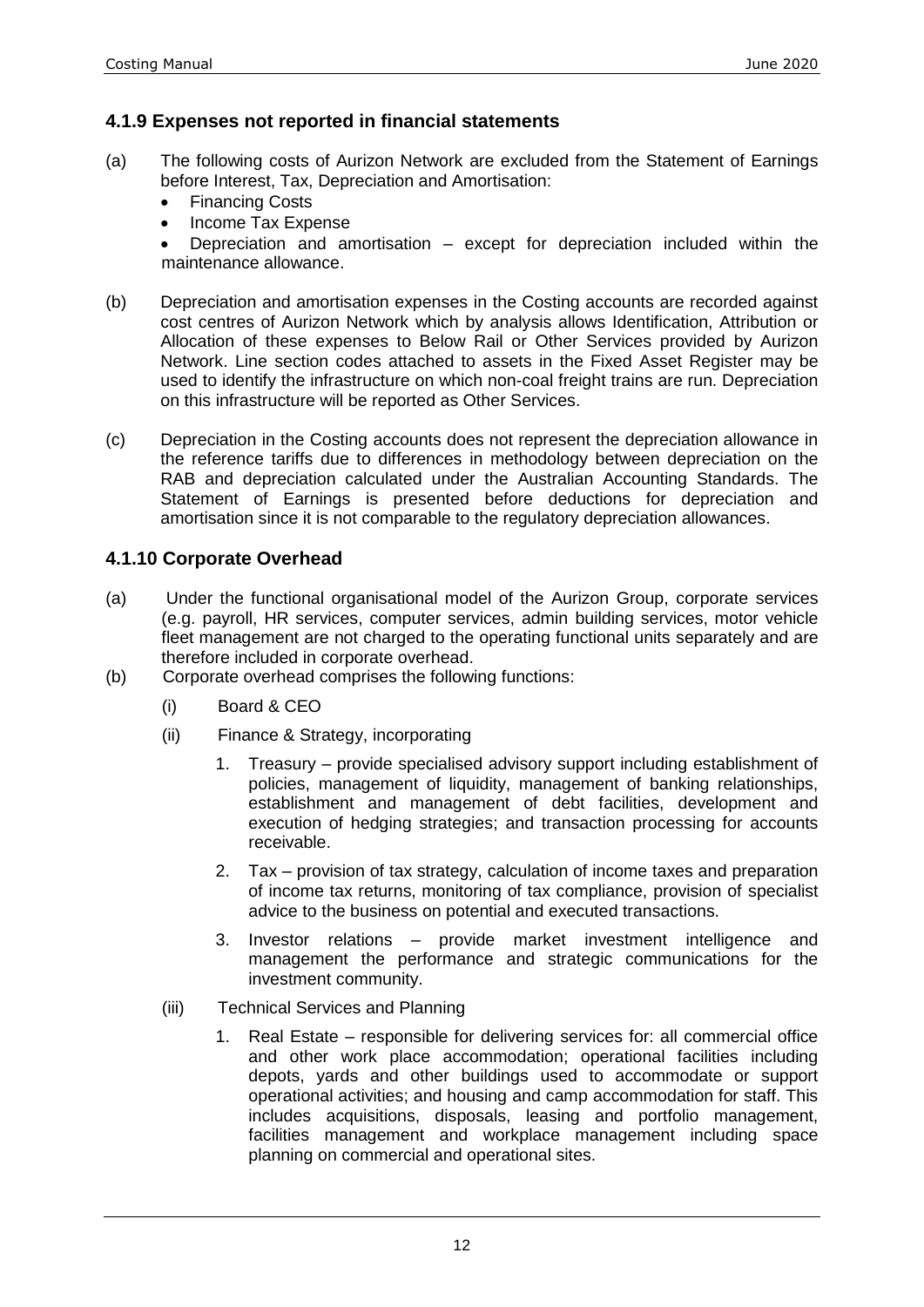### 4.1.9 Expenses not reported in financial statements

(a) The following costs of Aurizon Network are excluded from the Statement of Earnings before Interest, Tax, Depreciation and Amortisation:

- Financing Costs
- Income Tax Expense
- Depreciation and amortisation – except for depreciation included within the maintenance allowance.

(b) Depreciation and amortisation expenses in the Costing accounts are recorded against cost centres of Aurizon Network which by analysis allows Identification, Attribution or Allocation of these expenses to Below Rail or Other Services provided by Aurizon Network. Line section codes attached to assets in the Fixed Asset Register may be used to identify the infrastructure on which non-coal freight trains are run. Depreciation on this infrastructure will be reported as Other Services.

(c) Depreciation in the Costing accounts does not represent the depreciation allowance in the reference tariffs due to differences in methodology between depreciation on the RAB and depreciation calculated under the Australian Accounting Standards. The Statement of Earnings is presented before deductions for depreciation and amortisation since it is not comparable to the regulatory depreciation allowances.

### 4.1.10 Corporate Overhead

(a) Under the functional organisational model of the Aurizon Group, corporate services (e.g. payroll, HR services, computer services, admin building services, motor vehicle fleet management are not charged to the operating functional units separately and are therefore included in corporate overhead.

(b) Corporate overhead comprises the following functions:

(i) Board & CEO

(ii) Finance & Strategy, incorporating

1. Treasury – provide specialised advisory support including establishment of policies, management of liquidity, management of banking relationships, establishment and management of debt facilities, development and execution of hedging strategies; and transaction processing for accounts receivable.
2. Tax – provision of tax strategy, calculation of income taxes and preparation of income tax returns, monitoring of tax compliance, provision of specialist advice to the business on potential and executed transactions.
3. Investor relations – provide market investment intelligence and management the performance and strategic communications for the investment community.

(iii) Technical Services and Planning

1. Real Estate – responsible for delivering services for: all commercial office and other work place accommodation; operational facilities including depots, yards and other buildings used to accommodate or support operational activities; and housing and camp accommodation for staff. This includes acquisitions, disposals, leasing and portfolio management, facilities management and workplace management including space planning on commercial and operational sites.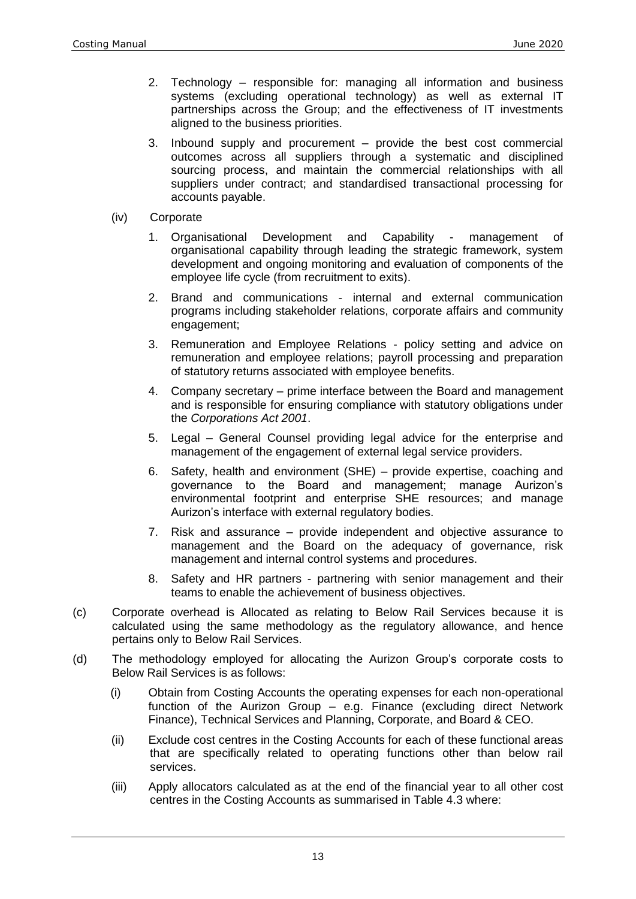2. Technology – responsible for: managing all information and business systems (excluding operational technology) as well as external IT partnerships across the Group; and the effectiveness of IT investments aligned to the business priorities.

3. Inbound supply and procurement – provide the best cost commercial outcomes across all suppliers through a systematic and disciplined sourcing process, and maintain the commercial relationships with all suppliers under contract; and standardised transactional processing for accounts payable.

(iv) Corporate

1. Organisational Development and Capability - management of organisational capability through leading the strategic framework, system development and ongoing monitoring and evaluation of components of the employee life cycle (from recruitment to exits).

2. Brand and communications - internal and external communication programs including stakeholder relations, corporate affairs and community engagement;

3. Remuneration and Employee Relations - policy setting and advice on remuneration and employee relations; payroll processing and preparation of statutory returns associated with employee benefits.

4. Company secretary – prime interface between the Board and management and is responsible for ensuring compliance with statutory obligations under the *Corporations Act 2001*.

5. Legal – General Counsel providing legal advice for the enterprise and management of the engagement of external legal service providers.

6. Safety, health and environment (SHE) – provide expertise, coaching and governance to the Board and management; manage Aurizon's environmental footprint and enterprise SHE resources; and manage Aurizon's interface with external regulatory bodies.

7. Risk and assurance – provide independent and objective assurance to management and the Board on the adequacy of governance, risk management and internal control systems and procedures.

8. Safety and HR partners - partnering with senior management and their teams to enable the achievement of business objectives.

(c) Corporate overhead is Allocated as relating to Below Rail Services because it is calculated using the same methodology as the regulatory allowance, and hence pertains only to Below Rail Services.

(d) The methodology employed for allocating the Aurizon Group's corporate costs to Below Rail Services is as follows:

(i) Obtain from Costing Accounts the operating expenses for each non-operational function of the Aurizon Group – e.g. Finance (excluding direct Network Finance), Technical Services and Planning, Corporate, and Board & CEO.

(ii) Exclude cost centres in the Costing Accounts for each of these functional areas that are specifically related to operating functions other than below rail services.

(iii) Apply allocators calculated as at the end of the financial year to all other cost centres in the Costing Accounts as summarised in Table 4.3 where: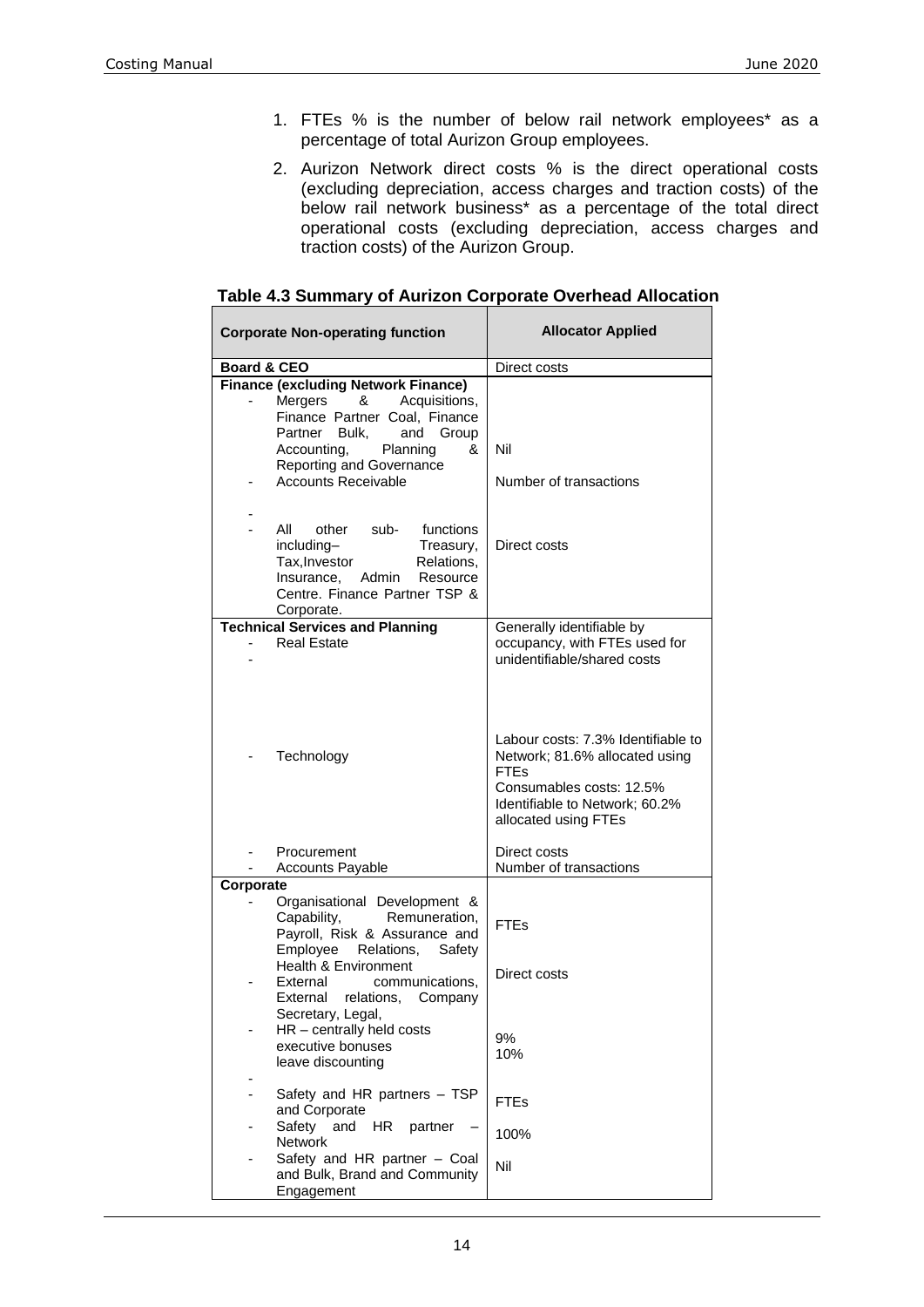1. FTEs % is the number of below rail network employees* as a percentage of total Aurizon Group employees.
2. Aurizon Network direct costs % is the direct operational costs (excluding depreciation, access charges and traction costs) of the below rail network business* as a percentage of the total direct operational costs (excluding depreciation, access charges and traction costs) of the Aurizon Group.

**Table 4.3 Summary of Aurizon Corporate Overhead Allocation**

| Corporate Non-operating function | Allocator Applied |
|---|---|
| **Board & CEO** | Direct costs |
| **Finance (excluding Network Finance)** | |
| - Mergers & Acquisitions, Finance Partner Coal, Finance Partner Bulk, and Group Accounting, Planning & Reporting and Governance | Nil |
| - Accounts Receivable | Number of transactions |
| - | |
| - All other sub- functions including– Treasury, Tax,Investor Relations, Insurance, Admin Resource Centre. Finance Partner TSP & Corporate. | Direct costs |
| **Technical Services and Planning** | |
| - Real Estate | Generally identifiable by occupancy, with FTEs used for unidentifiable/shared costs |
| - | |
| - Technology | Labour costs: 7.3% Identifiable to Network; 81.6% allocated using FTEs<br>Consumables costs: 12.5% Identifiable to Network; 60.2% allocated using FTEs |
| - Procurement | Direct costs |
| - Accounts Payable | Number of transactions |
| **Corporate** | |
| - Organisational Development & Capability, Remuneration, Payroll, Risk & Assurance and Employee Relations, Safety Health & Environment | FTEs |
| - External communications, External relations, Company Secretary, Legal, | Direct costs |
| - HR – centrally held costs<br>executive bonuses<br>leave discounting | <br>9%<br>10% |
| - | |
| - Safety and HR partners – TSP and Corporate | FTEs |
| - Safety and HR partner – Network | 100% |
| - Safety and HR partner – Coal and Bulk, Brand and Community Engagement | Nil |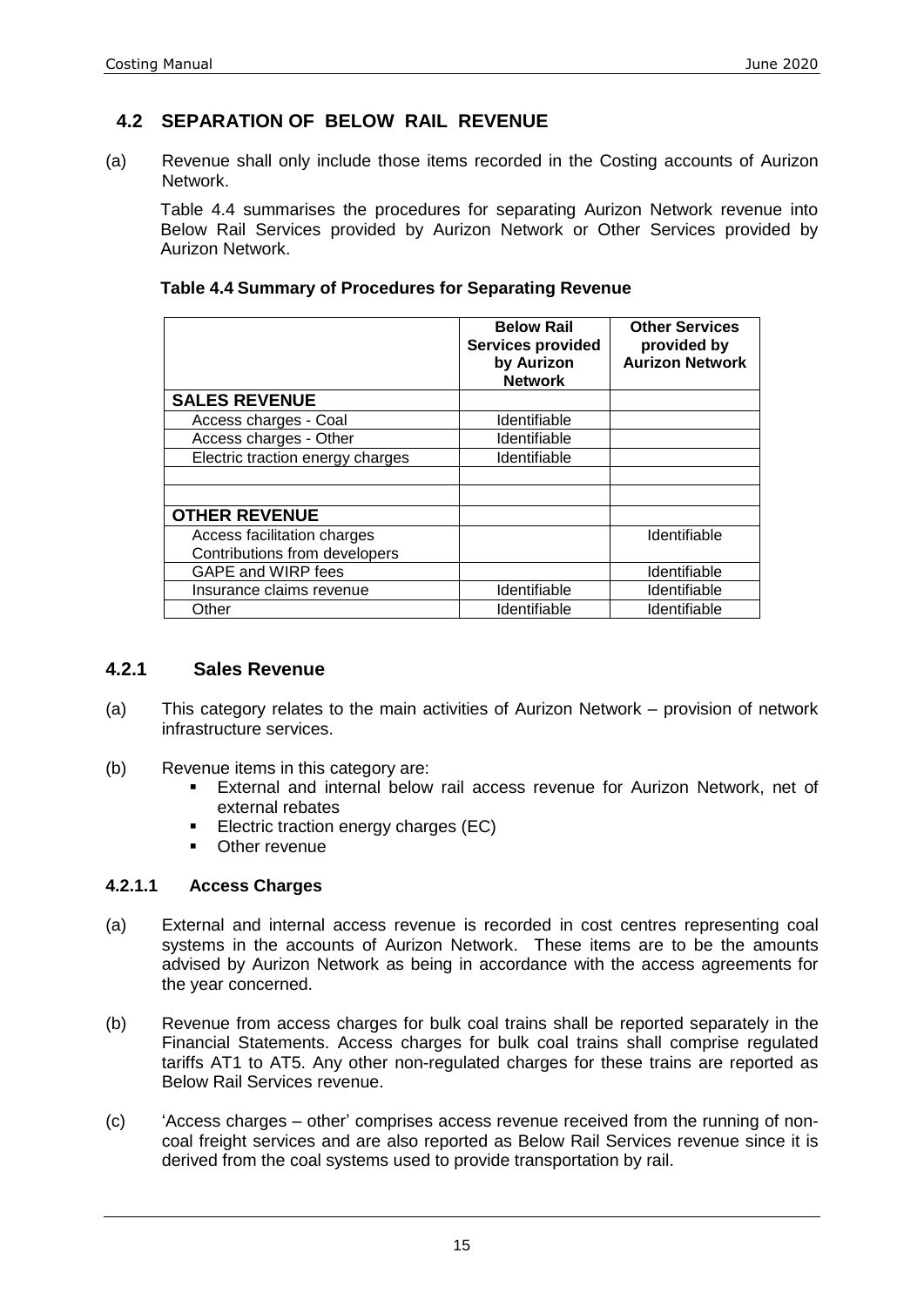## 4.2 SEPARATION OF BELOW RAIL REVENUE

(a) Revenue shall only include those items recorded in the Costing accounts of Aurizon Network.

Table 4.4 summarises the procedures for separating Aurizon Network revenue into Below Rail Services provided by Aurizon Network or Other Services provided by Aurizon Network.

**Table 4.4 Summary of Procedures for Separating Revenue**

| | Below Rail Services provided by Aurizon Network | Other Services provided by Aurizon Network |
|---|---|---|
| **SALES REVENUE** | | |
| Access charges - Coal | Identifiable | |
| Access charges - Other | Identifiable | |
| Electric traction energy charges | Identifiable | |
| | | |
| | | |
| **OTHER REVENUE** | | |
| Access facilitation charges<br>Contributions from developers | | Identifiable |
| GAPE and WIRP fees | | Identifiable |
| Insurance claims revenue | Identifiable | Identifiable |
| Other | Identifiable | Identifiable |

### 4.2.1 Sales Revenue

(a) This category relates to the main activities of Aurizon Network – provision of network infrastructure services.

(b) Revenue items in this category are:
   - External and internal below rail access revenue for Aurizon Network, net of external rebates
   - Electric traction energy charges (EC)
   - Other revenue

#### 4.2.1.1 Access Charges

(a) External and internal access revenue is recorded in cost centres representing coal systems in the accounts of Aurizon Network. These items are to be the amounts advised by Aurizon Network as being in accordance with the access agreements for the year concerned.

(b) Revenue from access charges for bulk coal trains shall be reported separately in the Financial Statements. Access charges for bulk coal trains shall comprise regulated tariffs AT1 to AT5. Any other non-regulated charges for these trains are reported as Below Rail Services revenue.

(c) 'Access charges – other' comprises access revenue received from the running of non-coal freight services and are also reported as Below Rail Services revenue since it is derived from the coal systems used to provide transportation by rail.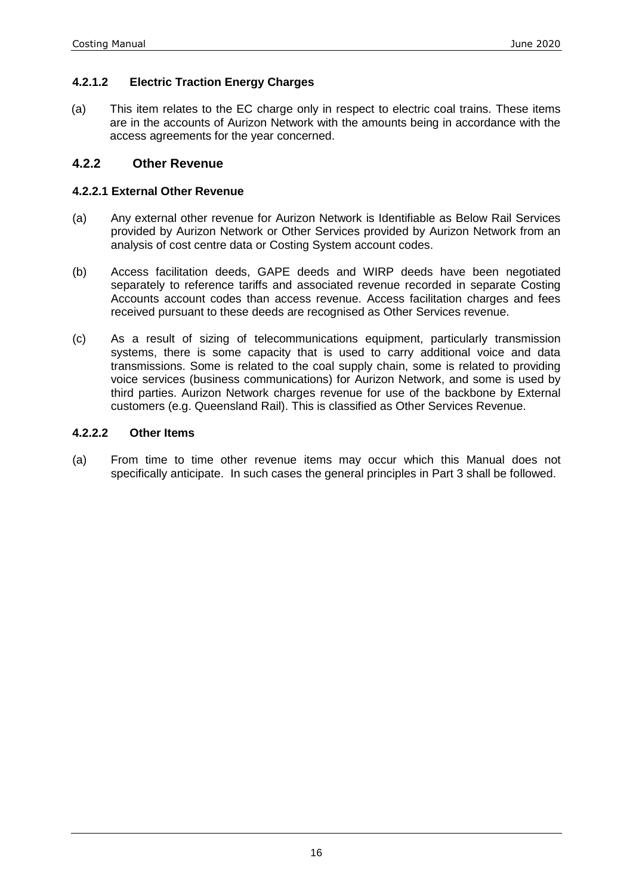#### 4.2.1.2 Electric Traction Energy Charges

(a) This item relates to the EC charge only in respect to electric coal trains. These items are in the accounts of Aurizon Network with the amounts being in accordance with the access agreements for the year concerned.

### 4.2.2 Other Revenue

#### 4.2.2.1 External Other Revenue

(a) Any external other revenue for Aurizon Network is Identifiable as Below Rail Services provided by Aurizon Network or Other Services provided by Aurizon Network from an analysis of cost centre data or Costing System account codes.

(b) Access facilitation deeds, GAPE deeds and WIRP deeds have been negotiated separately to reference tariffs and associated revenue recorded in separate Costing Accounts account codes than access revenue. Access facilitation charges and fees received pursuant to these deeds are recognised as Other Services revenue.

(c) As a result of sizing of telecommunications equipment, particularly transmission systems, there is some capacity that is used to carry additional voice and data transmissions. Some is related to the coal supply chain, some is related to providing voice services (business communications) for Aurizon Network, and some is used by third parties. Aurizon Network charges revenue for use of the backbone by External customers (e.g. Queensland Rail). This is classified as Other Services Revenue.

#### 4.2.2.2 Other Items

(a) From time to time other revenue items may occur which this Manual does not specifically anticipate. In such cases the general principles in Part 3 shall be followed.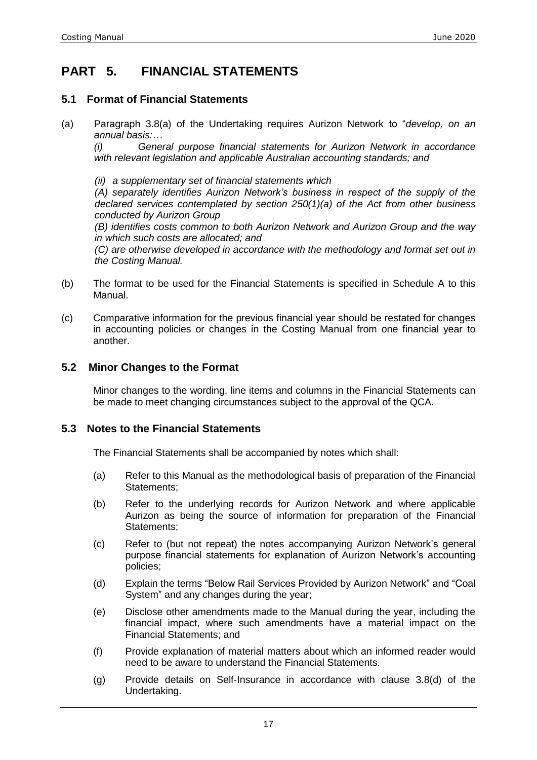# PART 5. FINANCIAL STATEMENTS

## 5.1 Format of Financial Statements

(a) Paragraph 3.8(a) of the Undertaking requires Aurizon Network to "*develop, on an annual basis:…*

*(i) General purpose financial statements for Aurizon Network in accordance with relevant legislation and applicable Australian accounting standards; and*

*(ii) a supplementary set of financial statements which*

*(A) separately identifies Aurizon Network's business in respect of the supply of the declared services contemplated by section 250(1)(a) of the Act from other business conducted by Aurizon Group*

*(B) identifies costs common to both Aurizon Network and Aurizon Group and the way in which such costs are allocated; and*

*(C) are otherwise developed in accordance with the methodology and format set out in the Costing Manual.*

(b) The format to be used for the Financial Statements is specified in Schedule A to this Manual.

(c) Comparative information for the previous financial year should be restated for changes in accounting policies or changes in the Costing Manual from one financial year to another.

## 5.2 Minor Changes to the Format

Minor changes to the wording, line items and columns in the Financial Statements can be made to meet changing circumstances subject to the approval of the QCA.

## 5.3 Notes to the Financial Statements

The Financial Statements shall be accompanied by notes which shall:

(a) Refer to this Manual as the methodological basis of preparation of the Financial Statements;

(b) Refer to the underlying records for Aurizon Network and where applicable Aurizon as being the source of information for preparation of the Financial Statements;

(c) Refer to (but not repeat) the notes accompanying Aurizon Network's general purpose financial statements for explanation of Aurizon Network's accounting policies;

(d) Explain the terms "Below Rail Services Provided by Aurizon Network" and "Coal System" and any changes during the year;

(e) Disclose other amendments made to the Manual during the year, including the financial impact, where such amendments have a material impact on the Financial Statements; and

(f) Provide explanation of material matters about which an informed reader would need to be aware to understand the Financial Statements.

(g) Provide details on Self-Insurance in accordance with clause 3.8(d) of the Undertaking.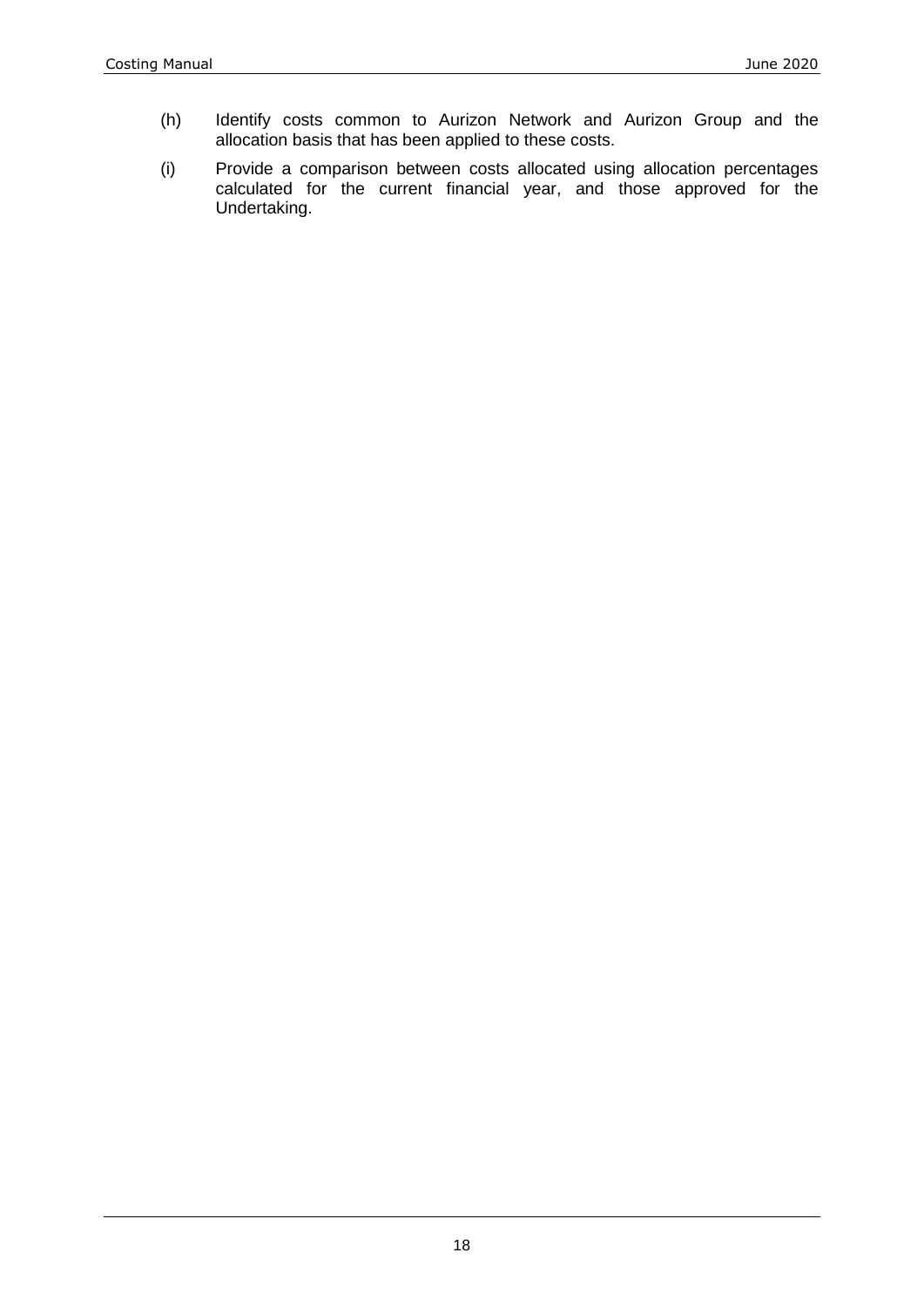(h) Identify costs common to Aurizon Network and Aurizon Group and the allocation basis that has been applied to these costs.

(i) Provide a comparison between costs allocated using allocation percentages calculated for the current financial year, and those approved for the Undertaking.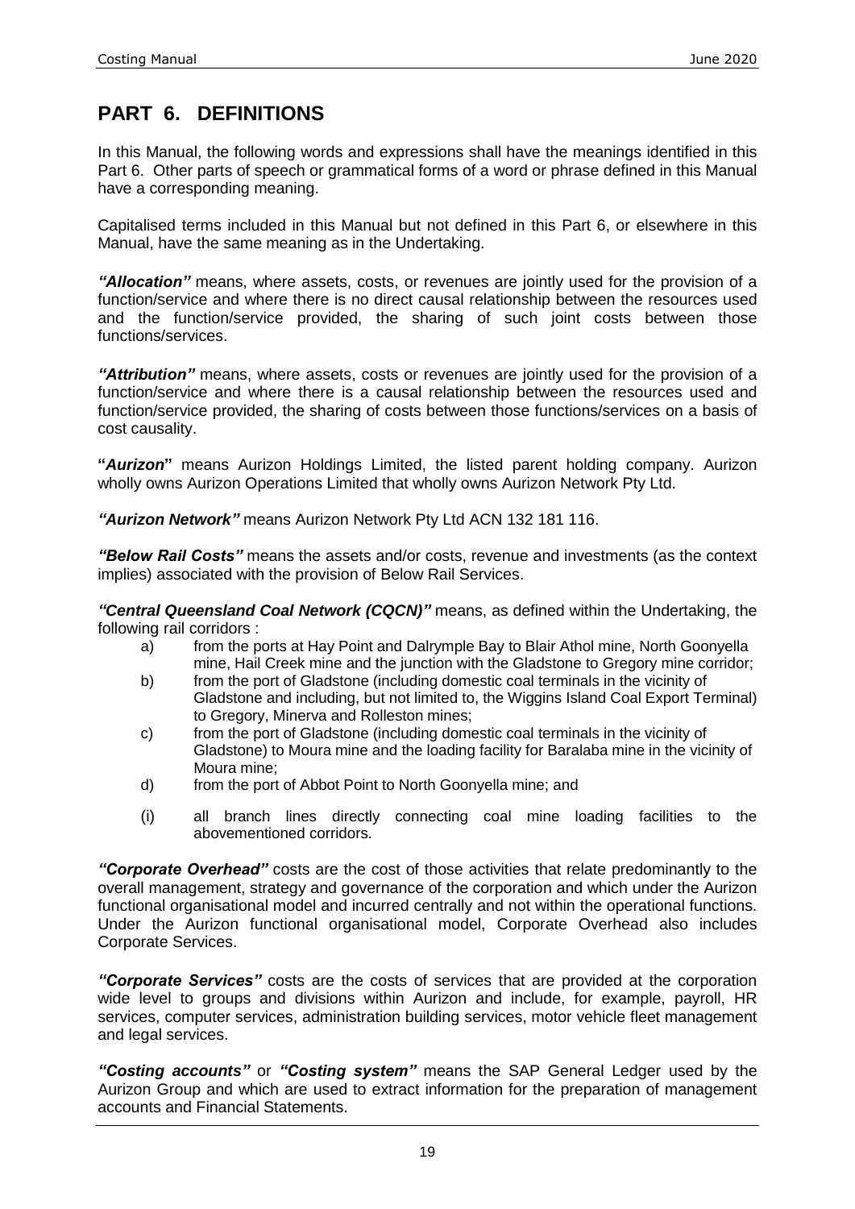# PART 6. DEFINITIONS

In this Manual, the following words and expressions shall have the meanings identified in this Part 6. Other parts of speech or grammatical forms of a word or phrase defined in this Manual have a corresponding meaning.

Capitalised terms included in this Manual but not defined in this Part 6, or elsewhere in this Manual, have the same meaning as in the Undertaking.

***"Allocation"*** means, where assets, costs, or revenues are jointly used for the provision of a function/service and where there is no direct causal relationship between the resources used and the function/service provided, the sharing of such joint costs between those functions/services.

***"Attribution"*** means, where assets, costs or revenues are jointly used for the provision of a function/service and where there is a causal relationship between the resources used and function/service provided, the sharing of costs between those functions/services on a basis of cost causality.

**"*Aurizon*"** means Aurizon Holdings Limited, the listed parent holding company. Aurizon wholly owns Aurizon Operations Limited that wholly owns Aurizon Network Pty Ltd.

***"Aurizon Network"*** means Aurizon Network Pty Ltd ACN 132 181 116.

***"Below Rail Costs"*** means the assets and/or costs, revenue and investments (as the context implies) associated with the provision of Below Rail Services.

***"Central Queensland Coal Network (CQCN)"*** means, as defined within the Undertaking, the following rail corridors :

a) from the ports at Hay Point and Dalrymple Bay to Blair Athol mine, North Goonyella mine, Hail Creek mine and the junction with the Gladstone to Gregory mine corridor;

b) from the port of Gladstone (including domestic coal terminals in the vicinity of Gladstone and including, but not limited to, the Wiggins Island Coal Export Terminal) to Gregory, Minerva and Rolleston mines;

c) from the port of Gladstone (including domestic coal terminals in the vicinity of Gladstone) to Moura mine and the loading facility for Baralaba mine in the vicinity of Moura mine;

d) from the port of Abbot Point to North Goonyella mine; and

(i) all branch lines directly connecting coal mine loading facilities to the abovementioned corridors.

***"Corporate Overhead"*** costs are the cost of those activities that relate predominantly to the overall management, strategy and governance of the corporation and which under the Aurizon functional organisational model and incurred centrally and not within the operational functions. Under the Aurizon functional organisational model, Corporate Overhead also includes Corporate Services.

***"Corporate Services"*** costs are the costs of services that are provided at the corporation wide level to groups and divisions within Aurizon and include, for example, payroll, HR services, computer services, administration building services, motor vehicle fleet management and legal services.

***"Costing accounts"*** or ***"Costing system"*** means the SAP General Ledger used by the Aurizon Group and which are used to extract information for the preparation of management accounts and Financial Statements.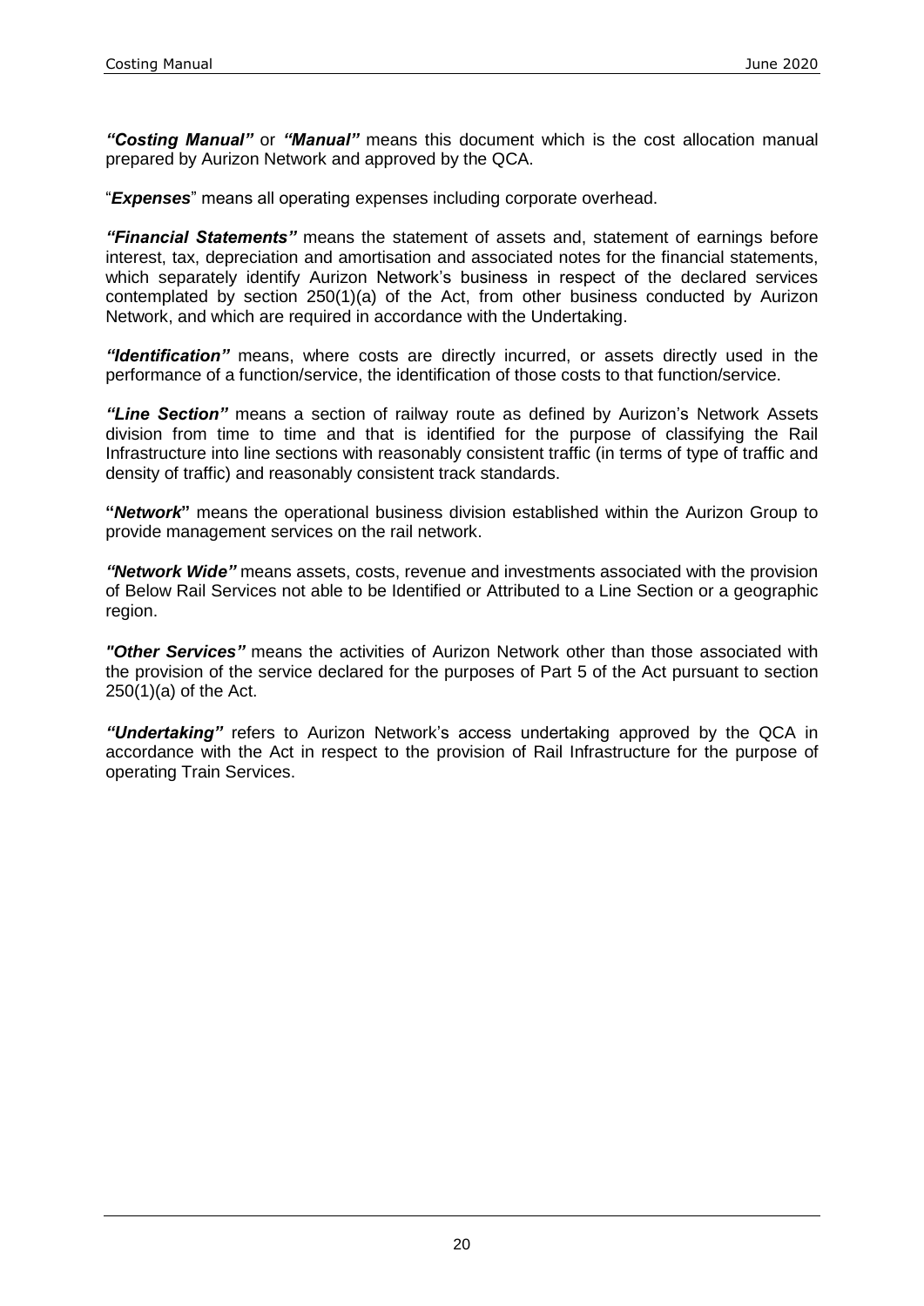***"Costing Manual"*** or ***"Manual"*** means this document which is the cost allocation manual prepared by Aurizon Network and approved by the QCA.

"***Expenses***" means all operating expenses including corporate overhead.

***"Financial Statements"*** means the statement of assets and, statement of earnings before interest, tax, depreciation and amortisation and associated notes for the financial statements, which separately identify Aurizon Network's business in respect of the declared services contemplated by section 250(1)(a) of the Act, from other business conducted by Aurizon Network, and which are required in accordance with the Undertaking.

***"Identification"*** means, where costs are directly incurred, or assets directly used in the performance of a function/service, the identification of those costs to that function/service.

***"Line Section"*** means a section of railway route as defined by Aurizon's Network Assets division from time to time and that is identified for the purpose of classifying the Rail Infrastructure into line sections with reasonably consistent traffic (in terms of type of traffic and density of traffic) and reasonably consistent track standards.

**"*Network*"** means the operational business division established within the Aurizon Group to provide management services on the rail network.

***"Network Wide"*** means assets, costs, revenue and investments associated with the provision of Below Rail Services not able to be Identified or Attributed to a Line Section or a geographic region.

***"Other Services"*** means the activities of Aurizon Network other than those associated with the provision of the service declared for the purposes of Part 5 of the Act pursuant to section 250(1)(a) of the Act.

***"Undertaking"*** refers to Aurizon Network's access undertaking approved by the QCA in accordance with the Act in respect to the provision of Rail Infrastructure for the purpose of operating Train Services.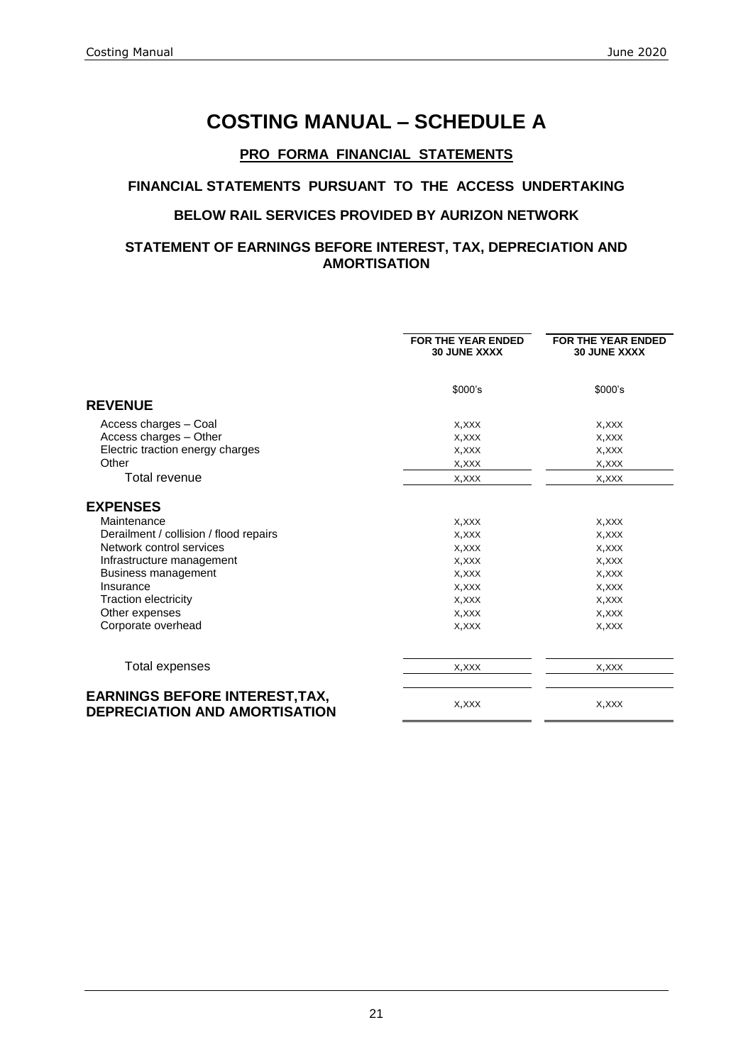# COSTING MANUAL – SCHEDULE A

## PRO FORMA FINANCIAL STATEMENTS

### FINANCIAL STATEMENTS PURSUANT TO THE ACCESS UNDERTAKING

### BELOW RAIL SERVICES PROVIDED BY AURIZON NETWORK

### STATEMENT OF EARNINGS BEFORE INTEREST, TAX, DEPRECIATION AND AMORTISATION

| | FOR THE YEAR ENDED 30 JUNE XXXX | FOR THE YEAR ENDED 30 JUNE XXXX |
|---|---|---|
| | $000's | $000's |
| **REVENUE** | | |
| Access charges – Coal | X,XXX | X,XXX |
| Access charges – Other | X,XXX | X,XXX |
| Electric traction energy charges | X,XXX | X,XXX |
| Other | X,XXX | X,XXX |
| Total revenue | X,XXX | X,XXX |
| **EXPENSES** | | |
| Maintenance | X,XXX | X,XXX |
| Derailment / collision / flood repairs | X,XXX | X,XXX |
| Network control services | X,XXX | X,XXX |
| Infrastructure management | X,XXX | X,XXX |
| Business management | X,XXX | X,XXX |
| Insurance | X,XXX | X,XXX |
| Traction electricity | X,XXX | X,XXX |
| Other expenses | X,XXX | X,XXX |
| Corporate overhead | X,XXX | X,XXX |
| Total expenses | X,XXX | X,XXX |
| **EARNINGS BEFORE INTEREST,TAX, DEPRECIATION AND AMORTISATION** | X,XXX | X,XXX |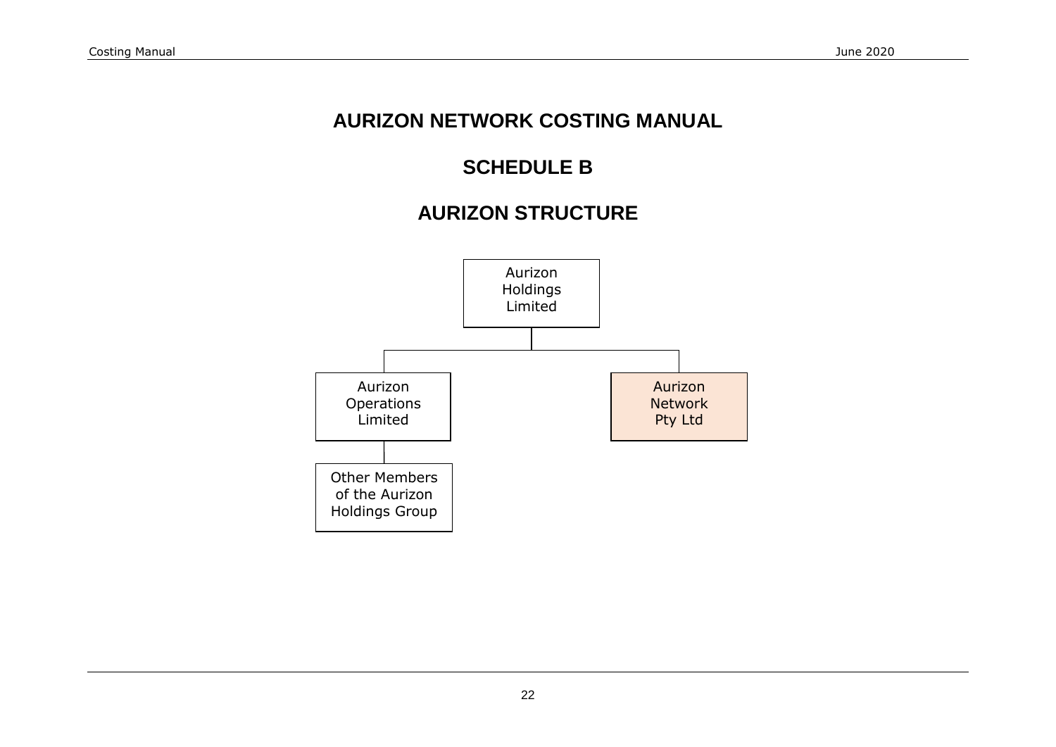# AURIZON NETWORK COSTING MANUAL

## SCHEDULE B

## AURIZON STRUCTURE

Aurizon Holdings Limited

Aurizon Operations Limited

Aurizon Network Pty Ltd

Other Members of the Aurizon Holdings Group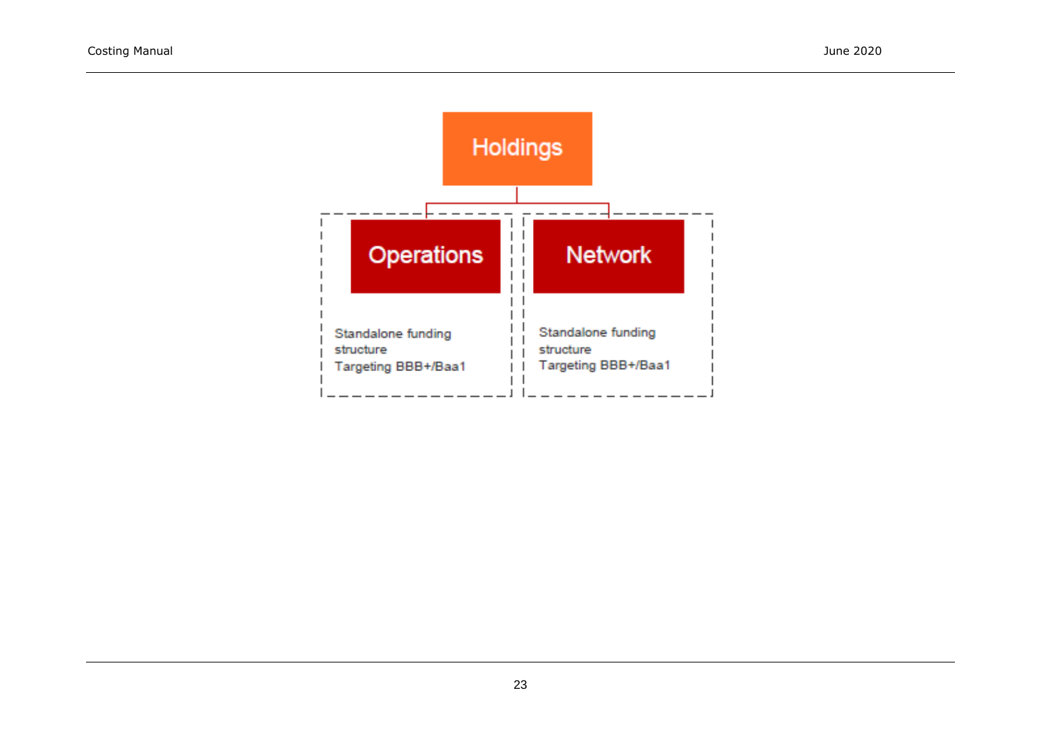Holdings

Operations

Standalone funding structure
Targeting BBB+/Baa1

Network

Standalone funding structure
Targeting BBB+/Baa1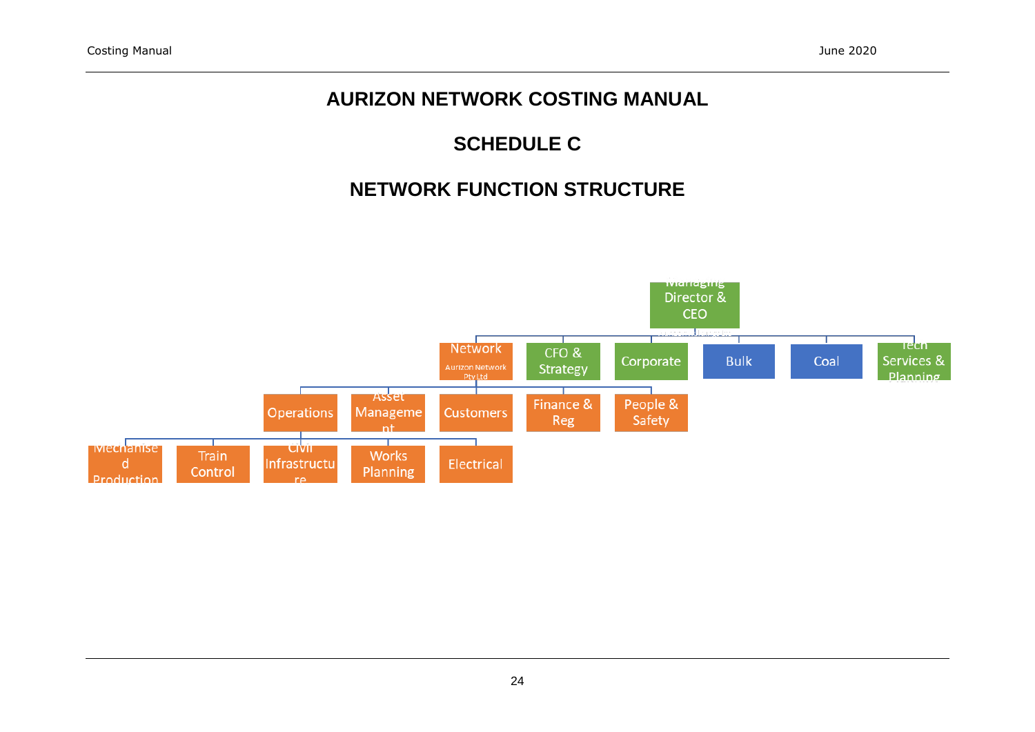# AURIZON NETWORK COSTING MANUAL

## SCHEDULE C

## NETWORK FUNCTION STRUCTURE

Managing Director & CEO

Network
Aurizon Network Pty Ltd

CFO & Strategy

Corporate

Bulk

Coal

Tech Services & Planning

Operations

Asset Management

Customers

Finance & Reg

People & Safety

Mechanised Production

Train Control

Civil Infrastructure

Works Planning

Electrical